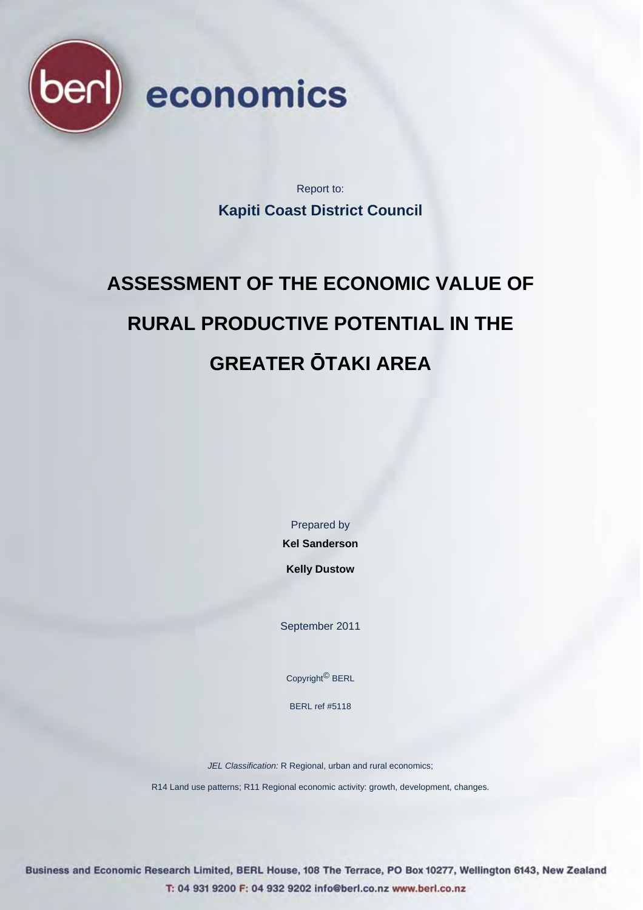berl economics

Report to:

**Kapiti Coast District Council**

# ASSESSMENT OF THE ECONOMIC VALUE OF RURAL PRODUCTIVE POTENTIAL IN THE GREATER ŌTAKI AREA

Prepared by

**Kel Sanderson**

**Kelly Dustow**

September 2011

Copyright© BERL

BERL ref #5118

*JEL Classification:* R Regional, urban and rural economics;

R14 Land use patterns; R11 Regional economic activity: growth, development, changes.

Business and Economic Research Limited, BERL House, 108 The Terrace, PO Box 10277, Wellington 6143, New Zealand
T: 04 931 9200 F: 04 932 9202 info@berl.co.nz www.berl.co.nz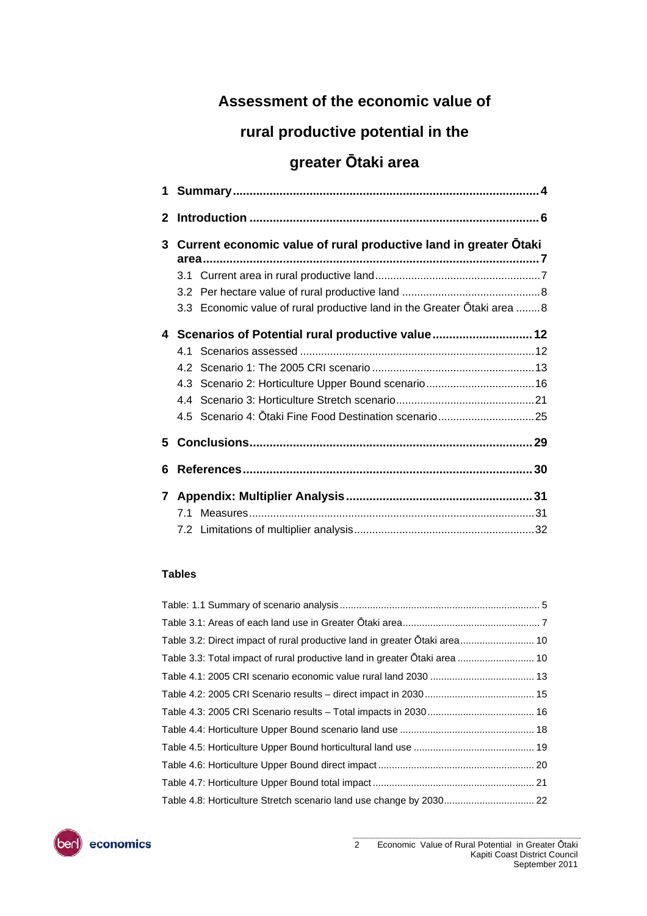# Assessment of the economic value of rural productive potential in the greater Ōtaki area

1 Summary ........................................................................................ 4

2 Introduction ..................................................................................... 6

3 Current economic value of rural productive land in greater Ōtaki area ........................................................................................ 7

- 3.1 Current area in rural productive land ..................................................... 7
- 3.2 Per hectare value of rural productive land ............................................. 8
- 3.3 Economic value of rural productive land in the Greater Ōtaki area ........ 8

4 Scenarios of Potential rural productive value ............................. 12

- 4.1 Scenarios assessed ............................................................................ 12
- 4.2 Scenario 1: The 2005 CRI scenario ..................................................... 13
- 4.3 Scenario 2: Horticulture Upper Bound scenario .................................... 16
- 4.4 Scenario 3: Horticulture Stretch scenario ............................................. 21
- 4.5 Scenario 4: Ōtaki Fine Food Destination scenario ................................ 25

5 Conclusions .................................................................................... 29

6 References ...................................................................................... 30

7 Appendix: Multiplier Analysis ....................................................... 31

- 7.1 Measures ............................................................................................. 31
- 7.2 Limitations of multiplier analysis .......................................................... 32

**Tables**

Table: 1.1 Summary of scenario analysis ..................................................................... 5

Table 3.1: Areas of each land use in Greater Ōtaki area ................................................ 7

Table 3.2: Direct impact of rural productive land in greater Ōtaki area .......................... 10

Table 3.3: Total impact of rural productive land in greater Ōtaki area ............................ 10

Table 4.1: 2005 CRI scenario economic value rural land 2030 ..................................... 13

Table 4.2: 2005 CRI Scenario results – direct impact in 2030 ....................................... 15

Table 4.3: 2005 CRI Scenario results – Total impacts in 2030 ...................................... 16

Table 4.4: Horticulture Upper Bound scenario land use ................................................ 18

Table 4.5: Horticulture Upper Bound horticultural land use ........................................... 19

Table 4.6: Horticulture Upper Bound direct impact ........................................................ 20

Table 4.7: Horticulture Upper Bound total impact .......................................................... 21

Table 4.8: Horticulture Stretch scenario land use change by 2030 ................................ 22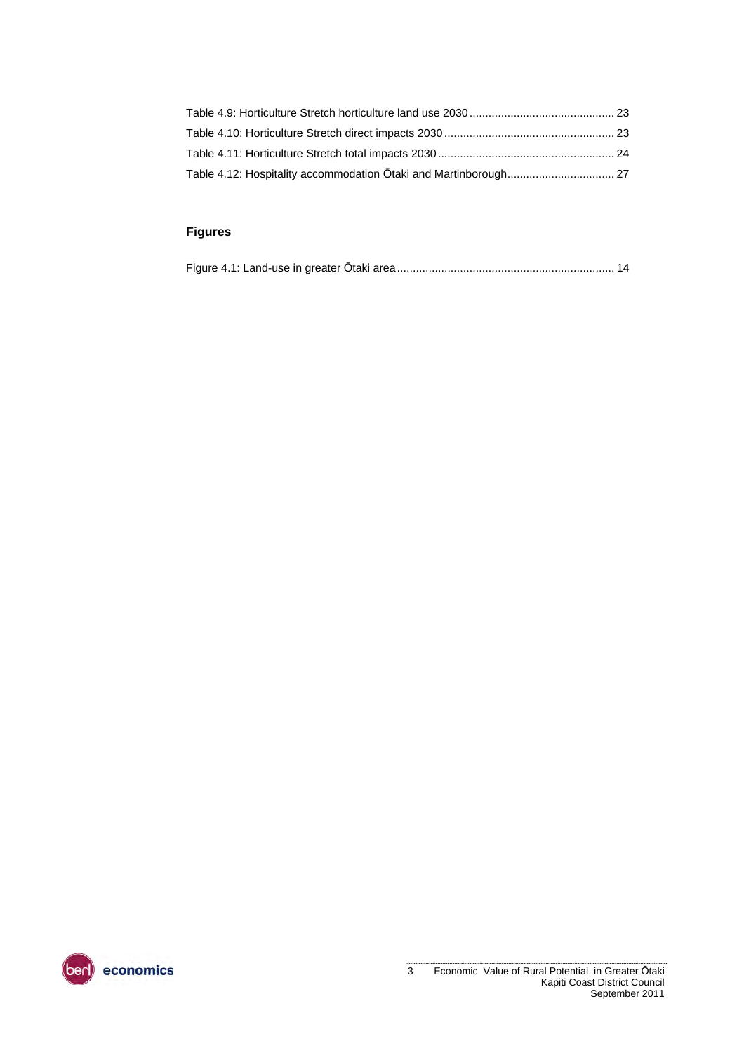Table 4.9: Horticulture Stretch horticulture land use 2030 ............................................. 23

Table 4.10: Horticulture Stretch direct impacts 2030 ..................................................... 23

Table 4.11: Horticulture Stretch total impacts 2030 ....................................................... 24

Table 4.12: Hospitality accommodation Ōtaki and Martinborough................................. 27

## Figures

Figure 4.1: Land-use in greater Ōtaki area.................................................................... 14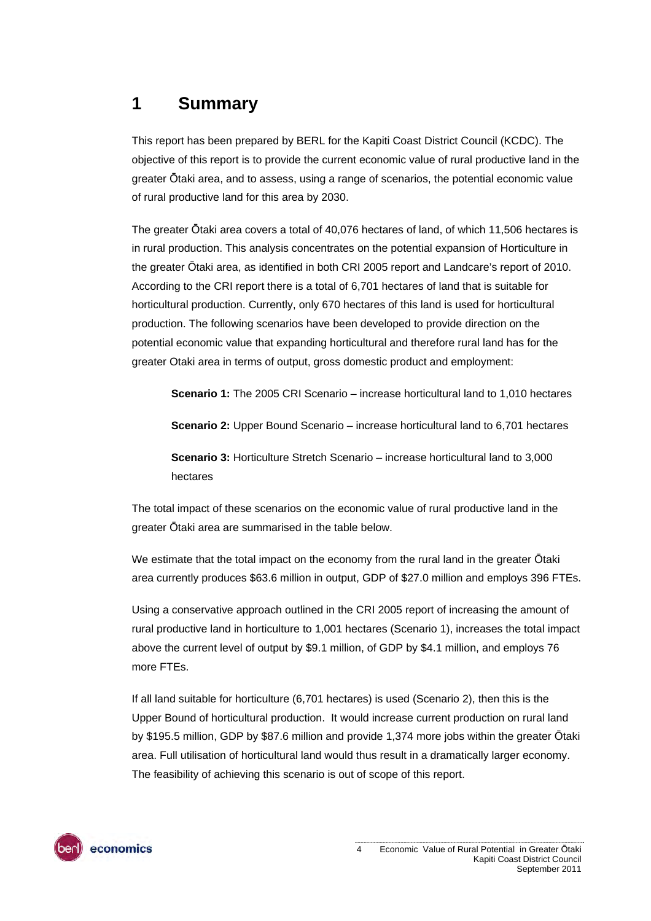# 1 Summary

This report has been prepared by BERL for the Kapiti Coast District Council (KCDC). The objective of this report is to provide the current economic value of rural productive land in the greater Ōtaki area, and to assess, using a range of scenarios, the potential economic value of rural productive land for this area by 2030.

The greater Ōtaki area covers a total of 40,076 hectares of land, of which 11,506 hectares is in rural production. This analysis concentrates on the potential expansion of Horticulture in the greater Ōtaki area, as identified in both CRI 2005 report and Landcare's report of 2010. According to the CRI report there is a total of 6,701 hectares of land that is suitable for horticultural production. Currently, only 670 hectares of this land is used for horticultural production. The following scenarios have been developed to provide direction on the potential economic value that expanding horticultural and therefore rural land has for the greater Otaki area in terms of output, gross domestic product and employment:

> **Scenario 1:** The 2005 CRI Scenario – increase horticultural land to 1,010 hectares
>
> **Scenario 2:** Upper Bound Scenario – increase horticultural land to 6,701 hectares
>
> **Scenario 3:** Horticulture Stretch Scenario – increase horticultural land to 3,000 hectares

The total impact of these scenarios on the economic value of rural productive land in the greater Ōtaki area are summarised in the table below.

We estimate that the total impact on the economy from the rural land in the greater Ōtaki area currently produces $63.6 million in output, GDP of $27.0 million and employs 396 FTEs.

Using a conservative approach outlined in the CRI 2005 report of increasing the amount of rural productive land in horticulture to 1,001 hectares (Scenario 1), increases the total impact above the current level of output by $9.1 million, of GDP by $4.1 million, and employs 76 more FTEs.

If all land suitable for horticulture (6,701 hectares) is used (Scenario 2), then this is the Upper Bound of horticultural production. It would increase current production on rural land by $195.5 million, GDP by $87.6 million and provide 1,374 more jobs within the greater Ōtaki area. Full utilisation of horticultural land would thus result in a dramatically larger economy. The feasibility of achieving this scenario is out of scope of this report.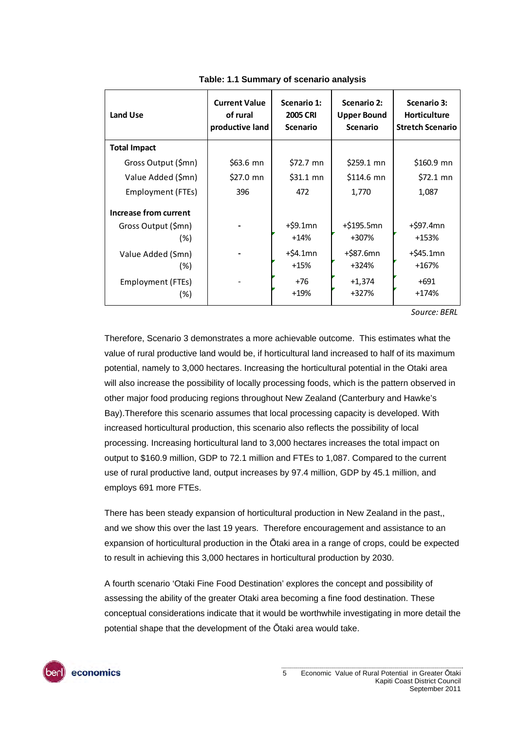**Table: 1.1 Summary of scenario analysis**

| Land Use | Current Value of rural productive land | Scenario 1: 2005 CRI Scenario | Scenario 2: Upper Bound Scenario | Scenario 3: Horticulture Stretch Scenario |
|---|---|---|---|---|
| **Total Impact** | | | | |
| Gross Output ($mn) | $63.6 mn | $72.7 mn | $259.1 mn | $160.9 mn |
| Value Added ($mn) | $27.0 mn | $31.1 mn | $114.6 mn | $72.1 mn |
| Employment (FTEs) | 396 | 472 | 1,770 | 1,087 |
| **Increase from current** | | | | |
| Gross Output ($mn) | - | +$9.1mn | +$195.5mn | +$97.4mn |
| (%) | | +14% | +307% | +153% |
| Value Added ($mn) | - | +$4.1mn | +$87.6mn | +$45.1mn |
| (%) | | +15% | +324% | +167% |
| Employment (FTEs) | - | +76 | +1,374 | +691 |
| (%) | | +19% | +327% | +174% |

*Source: BERL*

Therefore, Scenario 3 demonstrates a more achievable outcome. This estimates what the value of rural productive land would be, if horticultural land increased to half of its maximum potential, namely to 3,000 hectares. Increasing the horticultural potential in the Otaki area will also increase the possibility of locally processing foods, which is the pattern observed in other major food producing regions throughout New Zealand (Canterbury and Hawke's Bay).Therefore this scenario assumes that local processing capacity is developed. With increased horticultural production, this scenario also reflects the possibility of local processing. Increasing horticultural land to 3,000 hectares increases the total impact on output to $160.9 million, GDP to 72.1 million and FTEs to 1,087. Compared to the current use of rural productive land, output increases by 97.4 million, GDP by 45.1 million, and employs 691 more FTEs.

There has been steady expansion of horticultural production in New Zealand in the past,, and we show this over the last 19 years. Therefore encouragement and assistance to an expansion of horticultural production in the Ōtaki area in a range of crops, could be expected to result in achieving this 3,000 hectares in horticultural production by 2030.

A fourth scenario 'Otaki Fine Food Destination' explores the concept and possibility of assessing the ability of the greater Otaki area becoming a fine food destination. These conceptual considerations indicate that it would be worthwhile investigating in more detail the potential shape that the development of the Ōtaki area would take.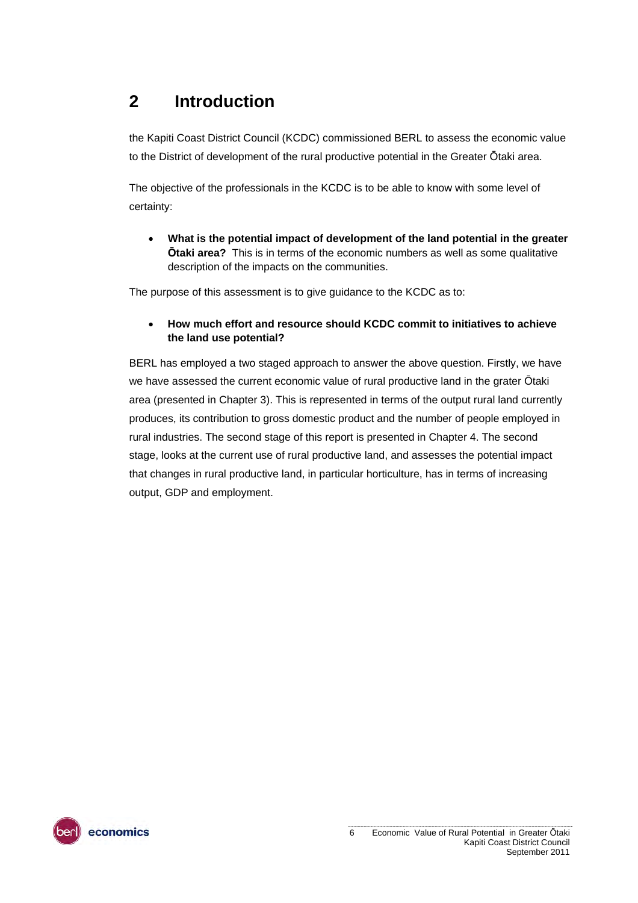# 2 Introduction

the Kapiti Coast District Council (KCDC) commissioned BERL to assess the economic value to the District of development of the rural productive potential in the Greater Ōtaki area.

The objective of the professionals in the KCDC is to be able to know with some level of certainty:

- **What is the potential impact of development of the land potential in the greater Ōtaki area?** This is in terms of the economic numbers as well as some qualitative description of the impacts on the communities.

The purpose of this assessment is to give guidance to the KCDC as to:

- **How much effort and resource should KCDC commit to initiatives to achieve the land use potential?**

BERL has employed a two staged approach to answer the above question. Firstly, we have we have assessed the current economic value of rural productive land in the grater Ōtaki area (presented in Chapter 3). This is represented in terms of the output rural land currently produces, its contribution to gross domestic product and the number of people employed in rural industries. The second stage of this report is presented in Chapter 4. The second stage, looks at the current use of rural productive land, and assesses the potential impact that changes in rural productive land, in particular horticulture, has in terms of increasing output, GDP and employment.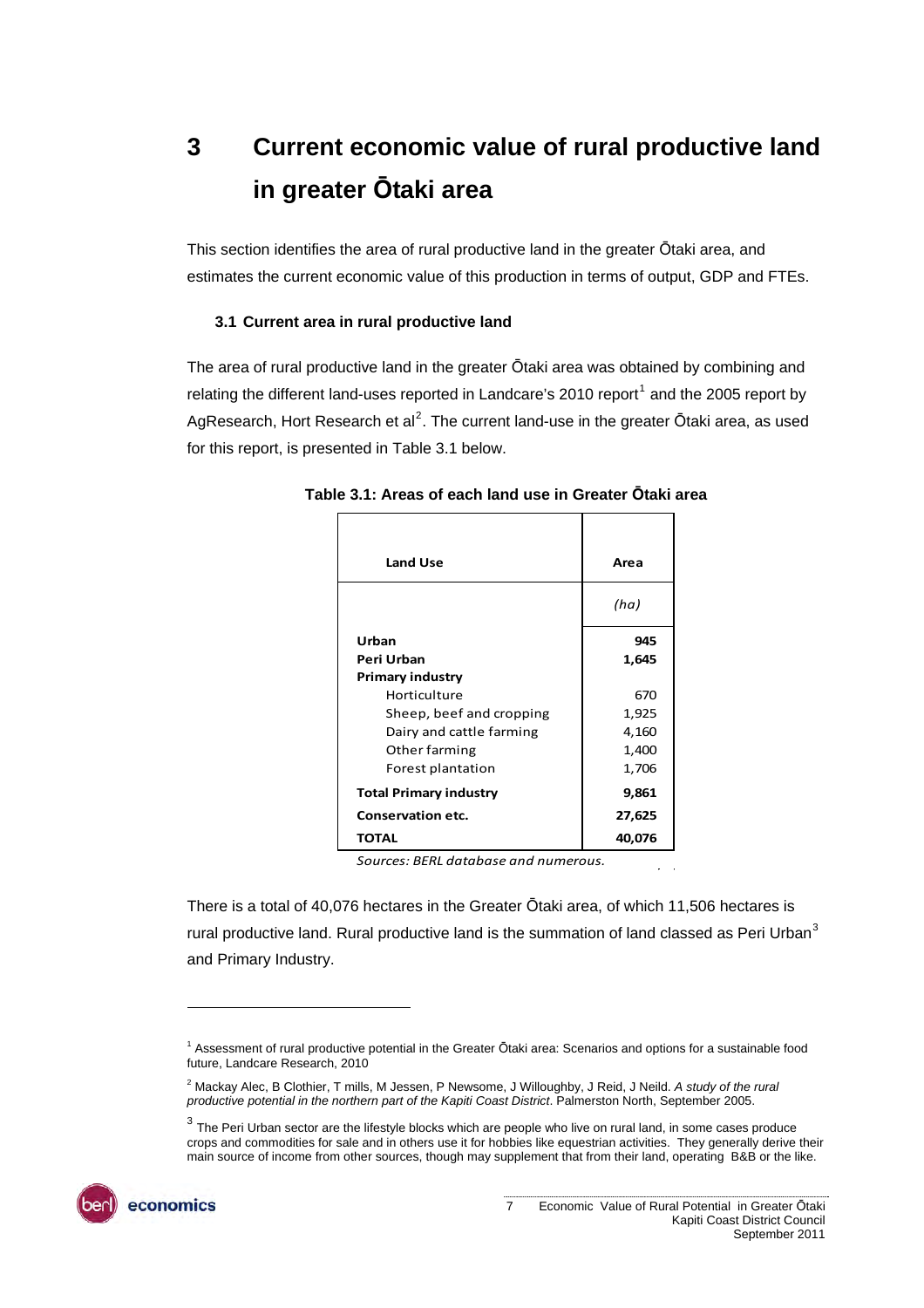# 3 Current economic value of rural productive land in greater Ōtaki area

This section identifies the area of rural productive land in the greater Ōtaki area, and estimates the current economic value of this production in terms of output, GDP and FTEs.

### 3.1 Current area in rural productive land

The area of rural productive land in the greater Ōtaki area was obtained by combining and relating the different land-uses reported in Landcare's 2010 report[1] and the 2005 report by AgResearch, Hort Research et al[2]. The current land-use in the greater Ōtaki area, as used for this report, is presented in Table 3.1 below.

**Table 3.1: Areas of each land use in Greater Ōtaki area**

| Land Use | Area |
|---|---|
| | *(ha)* |
| **Urban** | **945** |
| **Peri Urban** | **1,645** |
| **Primary industry** | |
| Horticulture | 670 |
| Sheep, beef and cropping | 1,925 |
| Dairy and cattle farming | 4,160 |
| Other farming | 1,400 |
| Forest plantation | 1,706 |
| **Total Primary industry** | **9,861** |
| **Conservation etc.** | **27,625** |
| **TOTAL** | **40,076** |

*Sources: BERL database and numerous.*

There is a total of 40,076 hectares in the Greater Ōtaki area, of which 11,506 hectares is rural productive land. Rural productive land is the summation of land classed as Peri Urban[3] and Primary Industry.

---

[1] Assessment of rural productive potential in the Greater Ōtaki area: Scenarios and options for a sustainable food future, Landcare Research, 2010

[2] Mackay Alec, B Clothier, T mills, M Jessen, P Newsome, J Willoughby, J Reid, J Neild. *A study of the rural productive potential in the northern part of the Kapiti Coast District*. Palmerston North, September 2005.

[3] The Peri Urban sector are the lifestyle blocks which are people who live on rural land, in some cases produce crops and commodities for sale and in others use it for hobbies like equestrian activities. They generally derive their main source of income from other sources, though may supplement that from their land, operating B&B or the like.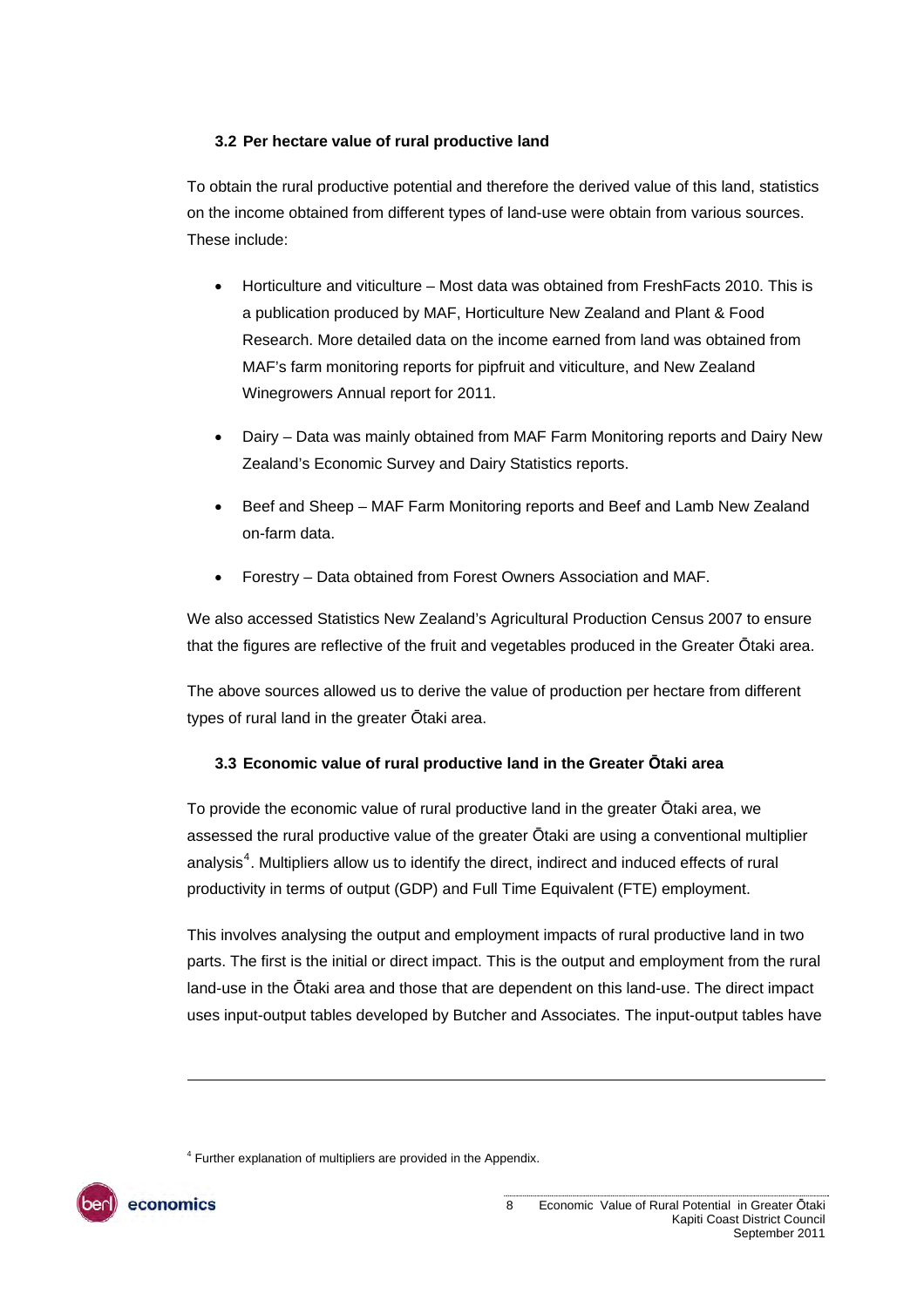### 3.2 Per hectare value of rural productive land

To obtain the rural productive potential and therefore the derived value of this land, statistics on the income obtained from different types of land-use were obtain from various sources. These include:

- Horticulture and viticulture – Most data was obtained from FreshFacts 2010. This is a publication produced by MAF, Horticulture New Zealand and Plant & Food Research. More detailed data on the income earned from land was obtained from MAF's farm monitoring reports for pipfruit and viticulture, and New Zealand Winegrowers Annual report for 2011.
- Dairy – Data was mainly obtained from MAF Farm Monitoring reports and Dairy New Zealand's Economic Survey and Dairy Statistics reports.
- Beef and Sheep – MAF Farm Monitoring reports and Beef and Lamb New Zealand on-farm data.
- Forestry – Data obtained from Forest Owners Association and MAF.

We also accessed Statistics New Zealand's Agricultural Production Census 2007 to ensure that the figures are reflective of the fruit and vegetables produced in the Greater Ōtaki area.

The above sources allowed us to derive the value of production per hectare from different types of rural land in the greater Ōtaki area.

### 3.3 Economic value of rural productive land in the Greater Ōtaki area

To provide the economic value of rural productive land in the greater Ōtaki area, we assessed the rural productive value of the greater Ōtaki are using a conventional multiplier analysis[4]. Multipliers allow us to identify the direct, indirect and induced effects of rural productivity in terms of output (GDP) and Full Time Equivalent (FTE) employment.

This involves analysing the output and employment impacts of rural productive land in two parts. The first is the initial or direct impact. This is the output and employment from the rural land-use in the Ōtaki area and those that are dependent on this land-use. The direct impact uses input-output tables developed by Butcher and Associates. The input-output tables have

[4] Further explanation of multipliers are provided in the Appendix.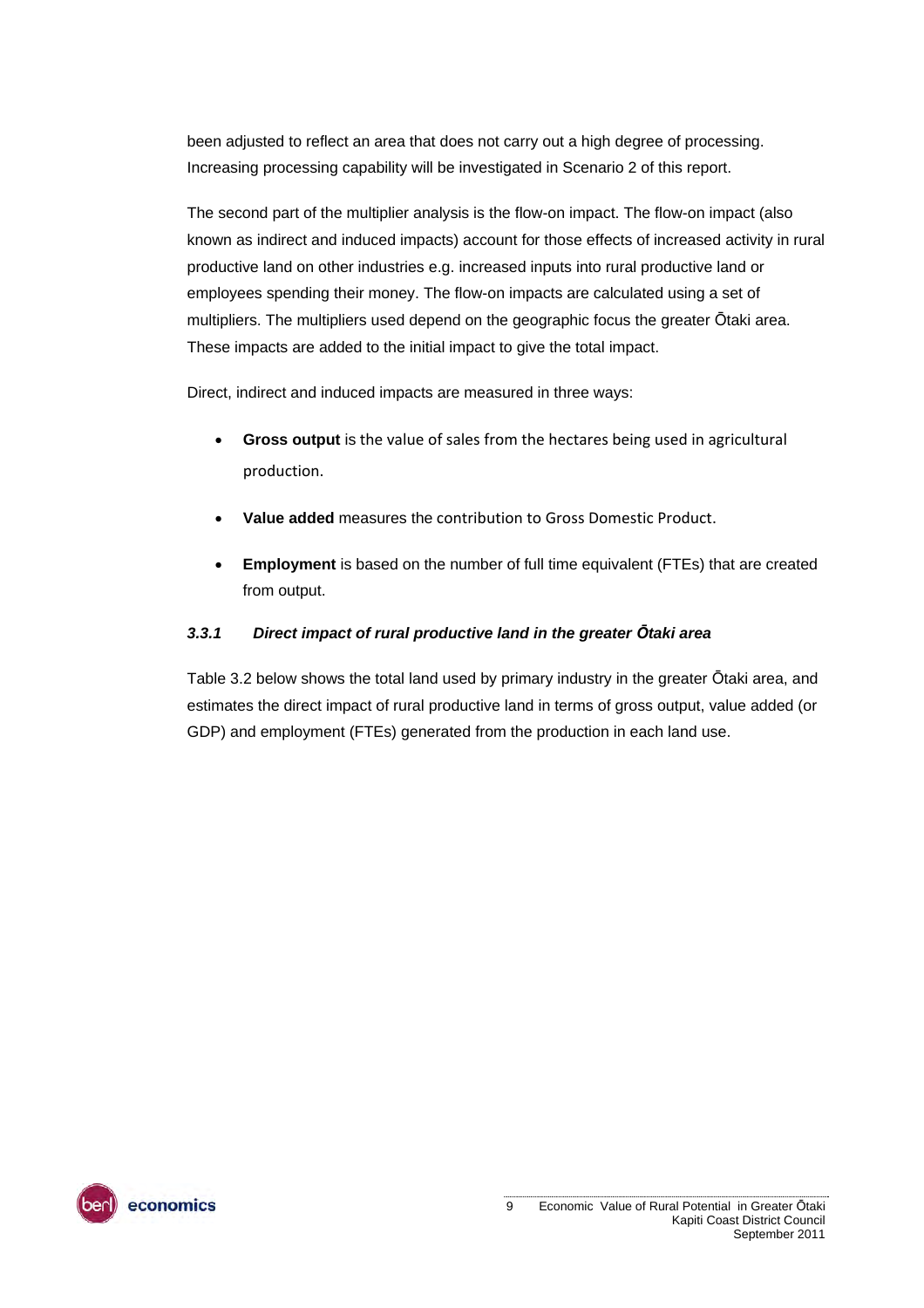been adjusted to reflect an area that does not carry out a high degree of processing. Increasing processing capability will be investigated in Scenario 2 of this report.

The second part of the multiplier analysis is the flow-on impact. The flow-on impact (also known as indirect and induced impacts) account for those effects of increased activity in rural productive land on other industries e.g. increased inputs into rural productive land or employees spending their money. The flow-on impacts are calculated using a set of multipliers. The multipliers used depend on the geographic focus the greater Ōtaki area. These impacts are added to the initial impact to give the total impact.

Direct, indirect and induced impacts are measured in three ways:

- **Gross output** is the value of sales from the hectares being used in agricultural production.
- **Value added** measures the contribution to Gross Domestic Product.
- **Employment** is based on the number of full time equivalent (FTEs) that are created from output.

#### *3.3.1 Direct impact of rural productive land in the greater Ōtaki area*

Table 3.2 below shows the total land used by primary industry in the greater Ōtaki area, and estimates the direct impact of rural productive land in terms of gross output, value added (or GDP) and employment (FTEs) generated from the production in each land use.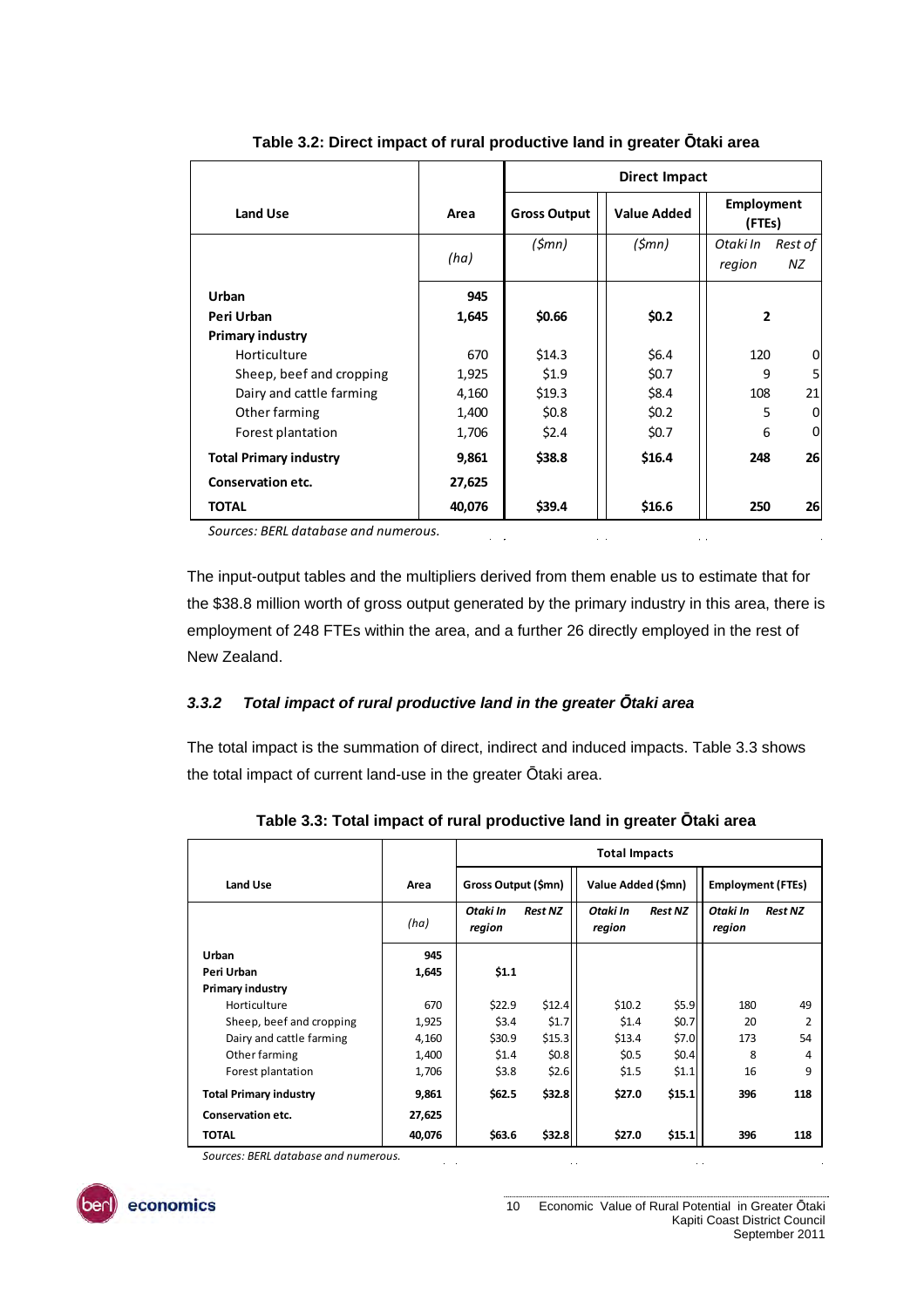**Table 3.2: Direct impact of rural productive land in greater Ōtaki area**

| Land Use | Area | Direct Impact | | | |
|---|---|---|---|---|---|
| | | Gross Output | Value Added | Employment (FTEs) | |
| | *(ha)* | *($mn)* | *($mn)* | *Otaki In region* | *Rest of NZ* |
| **Urban** | **945** | | | | |
| **Peri Urban** | **1,645** | **$0.66** | **$0.2** | **2** | |
| **Primary industry** | | | | | |
| Horticulture | 670 | $14.3 | $6.4 | 120 | 0 |
| Sheep, beef and cropping | 1,925 | $1.9 | $0.7 | 9 | 5 |
| Dairy and cattle farming | 4,160 | $19.3 | $8.4 | 108 | 21 |
| Other farming | 1,400 | $0.8 | $0.2 | 5 | 0 |
| Forest plantation | 1,706 | $2.4 | $0.7 | 6 | 0 |
| **Total Primary industry** | **9,861** | **$38.8** | **$16.4** | **248** | **26** |
| **Conservation etc.** | **27,625** | | | | |
| **TOTAL** | **40,076** | **$39.4** | **$16.6** | **250** | **26** |

*Sources: BERL database and numerous.*

The input-output tables and the multipliers derived from them enable us to estimate that for the $38.8 million worth of gross output generated by the primary industry in this area, there is employment of 248 FTEs within the area, and a further 26 directly employed in the rest of New Zealand.

### *3.3.2 Total impact of rural productive land in the greater Ōtaki area*

The total impact is the summation of direct, indirect and induced impacts. Table 3.3 shows the total impact of current land-use in the greater Ōtaki area.

**Table 3.3: Total impact of rural productive land in greater Ōtaki area**

| Land Use | Area | Total Impacts | | | | | |
|---|---|---|---|---|---|---|---|
| | | Gross Output ($mn) | | Value Added ($mn) | | Employment (FTEs) | |
| | *(ha)* | *Otaki In region* | *Rest NZ* | *Otaki In region* | *Rest NZ* | *Otaki In region* | *Rest NZ* |
| **Urban** | **945** | | | | | | |
| **Peri Urban** | **1,645** | **$1.1** | | | | | |
| **Primary industry** | | | | | | | |
| Horticulture | 670 | $22.9 | $12.4 | $10.2 | $5.9 | 180 | 49 |
| Sheep, beef and cropping | 1,925 | $3.4 | $1.7 | $1.4 | $0.7 | 20 | 2 |
| Dairy and cattle farming | 4,160 | $30.9 | $15.3 | $13.4 | $7.0 | 173 | 54 |
| Other farming | 1,400 | $1.4 | $0.8 | $0.5 | $0.4 | 8 | 4 |
| Forest plantation | 1,706 | $3.8 | $2.6 | $1.5 | $1.1 | 16 | 9 |
| **Total Primary industry** | **9,861** | **$62.5** | **$32.8** | **$27.0** | **$15.1** | **396** | **118** |
| **Conservation etc.** | **27,625** | | | | | | |
| **TOTAL** | **40,076** | **$63.6** | **$32.8** | **$27.0** | **$15.1** | **396** | **118** |

*Sources: BERL database and numerous.*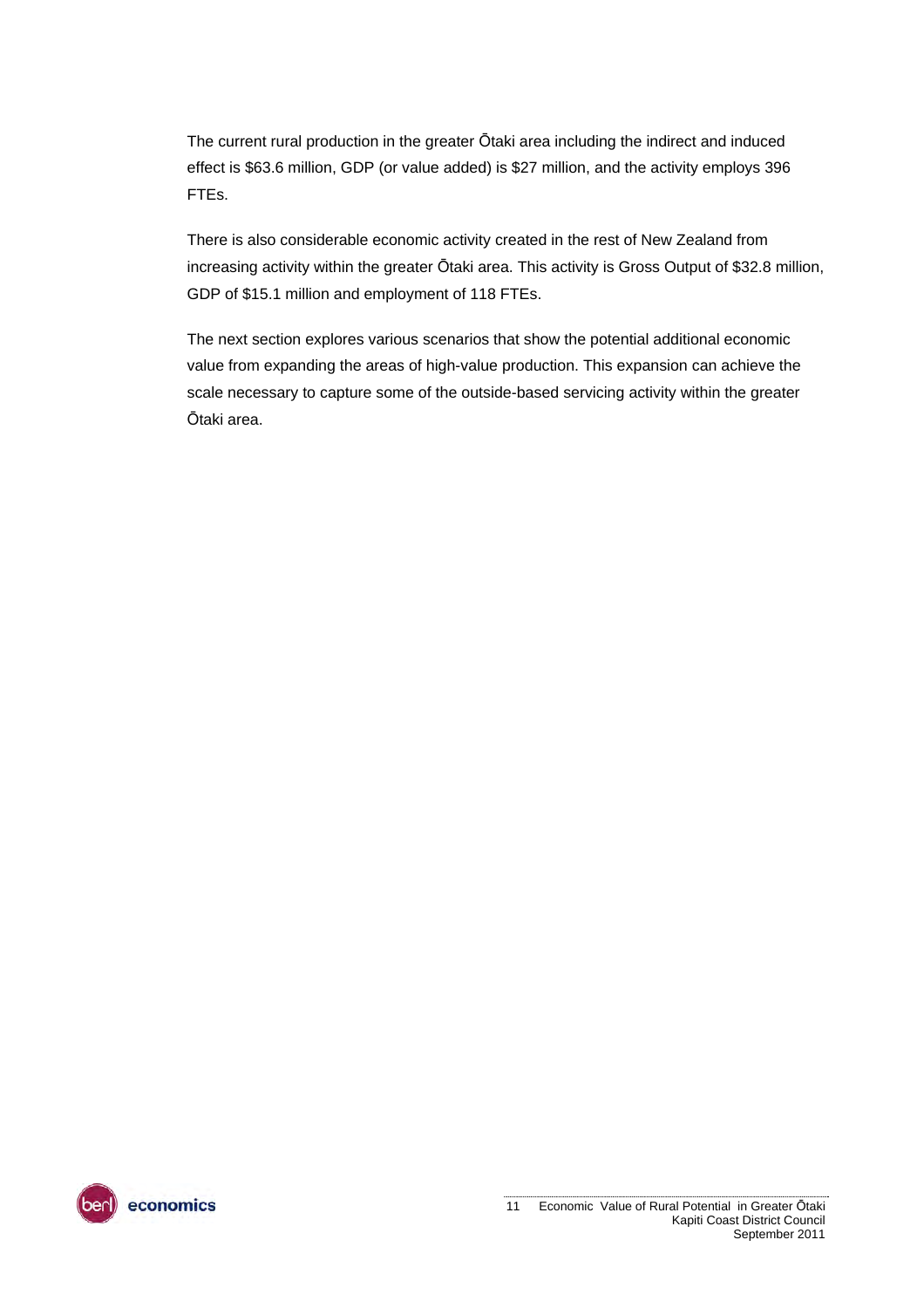The current rural production in the greater Ōtaki area including the indirect and induced effect is $63.6 million, GDP (or value added) is $27 million, and the activity employs 396 FTEs.

There is also considerable economic activity created in the rest of New Zealand from increasing activity within the greater Ōtaki area. This activity is Gross Output of $32.8 million, GDP of $15.1 million and employment of 118 FTEs.

The next section explores various scenarios that show the potential additional economic value from expanding the areas of high-value production. This expansion can achieve the scale necessary to capture some of the outside-based servicing activity within the greater Ōtaki area.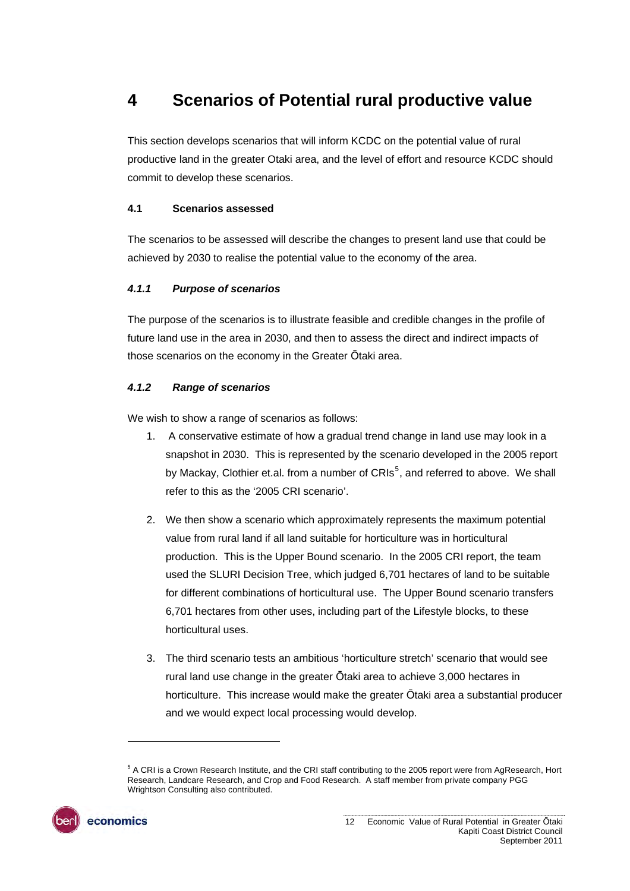# 4 Scenarios of Potential rural productive value

This section develops scenarios that will inform KCDC on the potential value of rural productive land in the greater Otaki area, and the level of effort and resource KCDC should commit to develop these scenarios.

## 4.1 Scenarios assessed

The scenarios to be assessed will describe the changes to present land use that could be achieved by 2030 to realise the potential value to the economy of the area.

### *4.1.1 Purpose of scenarios*

The purpose of the scenarios is to illustrate feasible and credible changes in the profile of future land use in the area in 2030, and then to assess the direct and indirect impacts of those scenarios on the economy in the Greater Ōtaki area.

### *4.1.2 Range of scenarios*

We wish to show a range of scenarios as follows:

1. A conservative estimate of how a gradual trend change in land use may look in a snapshot in 2030. This is represented by the scenario developed in the 2005 report by Mackay, Clothier et.al. from a number of CRIs[5], and referred to above. We shall refer to this as the '2005 CRI scenario'.

2. We then show a scenario which approximately represents the maximum potential value from rural land if all land suitable for horticulture was in horticultural production. This is the Upper Bound scenario. In the 2005 CRI report, the team used the SLURI Decision Tree, which judged 6,701 hectares of land to be suitable for different combinations of horticultural use. The Upper Bound scenario transfers 6,701 hectares from other uses, including part of the Lifestyle blocks, to these horticultural uses.

3. The third scenario tests an ambitious 'horticulture stretch' scenario that would see rural land use change in the greater Ōtaki area to achieve 3,000 hectares in horticulture. This increase would make the greater Ōtaki area a substantial producer and we would expect local processing would develop.

---

[5] A CRI is a Crown Research Institute, and the CRI staff contributing to the 2005 report were from AgResearch, Hort Research, Landcare Research, and Crop and Food Research. A staff member from private company PGG Wrightson Consulting also contributed.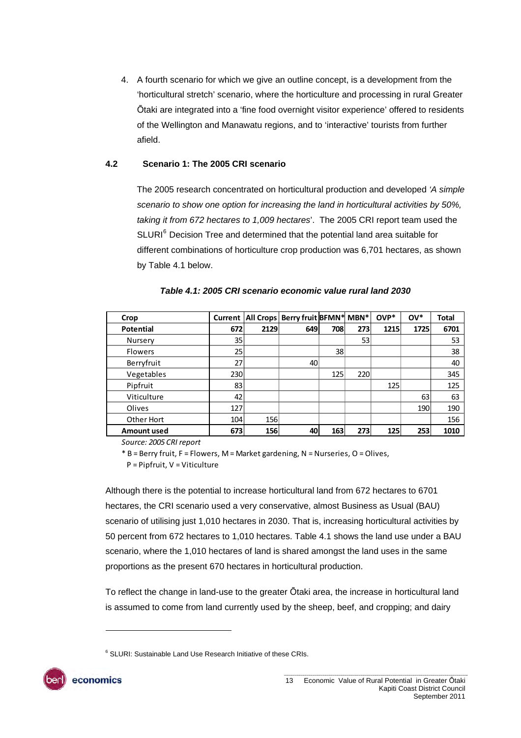4. A fourth scenario for which we give an outline concept, is a development from the 'horticultural stretch' scenario, where the horticulture and processing in rural Greater Ōtaki are integrated into a 'fine food overnight visitor experience' offered to residents of the Wellington and Manawatu regions, and to 'interactive' tourists from further afield.

### 4.2 Scenario 1: The 2005 CRI scenario

The 2005 research concentrated on horticultural production and developed *'A simple scenario to show one option for increasing the land in horticultural activities by 50%, taking it from 672 hectares to 1,009 hectares*'. The 2005 CRI report team used the SLURI[6] Decision Tree and determined that the potential land area suitable for different combinations of horticulture crop production was 6,701 hectares, as shown by Table 4.1 below.

***Table 4.1: 2005 CRI scenario economic value rural land 2030***

| Crop | Current | All Crops | Berry fruit | BFMN* | MBN* | OVP* | OV* | Total |
|---|---|---|---|---|---|---|---|---|
| **Potential** | **672** | **2129** | **649** | **708** | **273** | **1215** | **1725** | **6701** |
| Nursery | 35 | | | | 53 | | | 53 |
| Flowers | 25 | | | 38 | | | | 38 |
| Berryfruit | 27 | | 40 | | | | | 40 |
| Vegetables | 230 | | | 125 | 220 | | | 345 |
| Pipfruit | 83 | | | | | 125 | | 125 |
| Viticulture | 42 | | | | | | 63 | 63 |
| Olives | 127 | | | | | | 190 | 190 |
| Other Hort | 104 | 156 | | | | | | 156 |
| **Amount used** | **673** | **156** | **40** | **163** | **273** | **125** | **253** | **1010** |

*Source: 2005 CRI report*

\* B = Berry fruit, F = Flowers, M = Market gardening, N = Nurseries, O = Olives, P = Pipfruit, V = Viticulture

Although there is the potential to increase horticultural land from 672 hectares to 6701 hectares, the CRI scenario used a very conservative, almost Business as Usual (BAU) scenario of utilising just 1,010 hectares in 2030. That is, increasing horticultural activities by 50 percent from 672 hectares to 1,010 hectares. Table 4.1 shows the land use under a BAU scenario, where the 1,010 hectares of land is shared amongst the land uses in the same proportions as the present 670 hectares in horticultural production.

To reflect the change in land-use to the greater Ōtaki area, the increase in horticultural land is assumed to come from land currently used by the sheep, beef, and cropping; and dairy

[6] SLURI: Sustainable Land Use Research Initiative of these CRIs.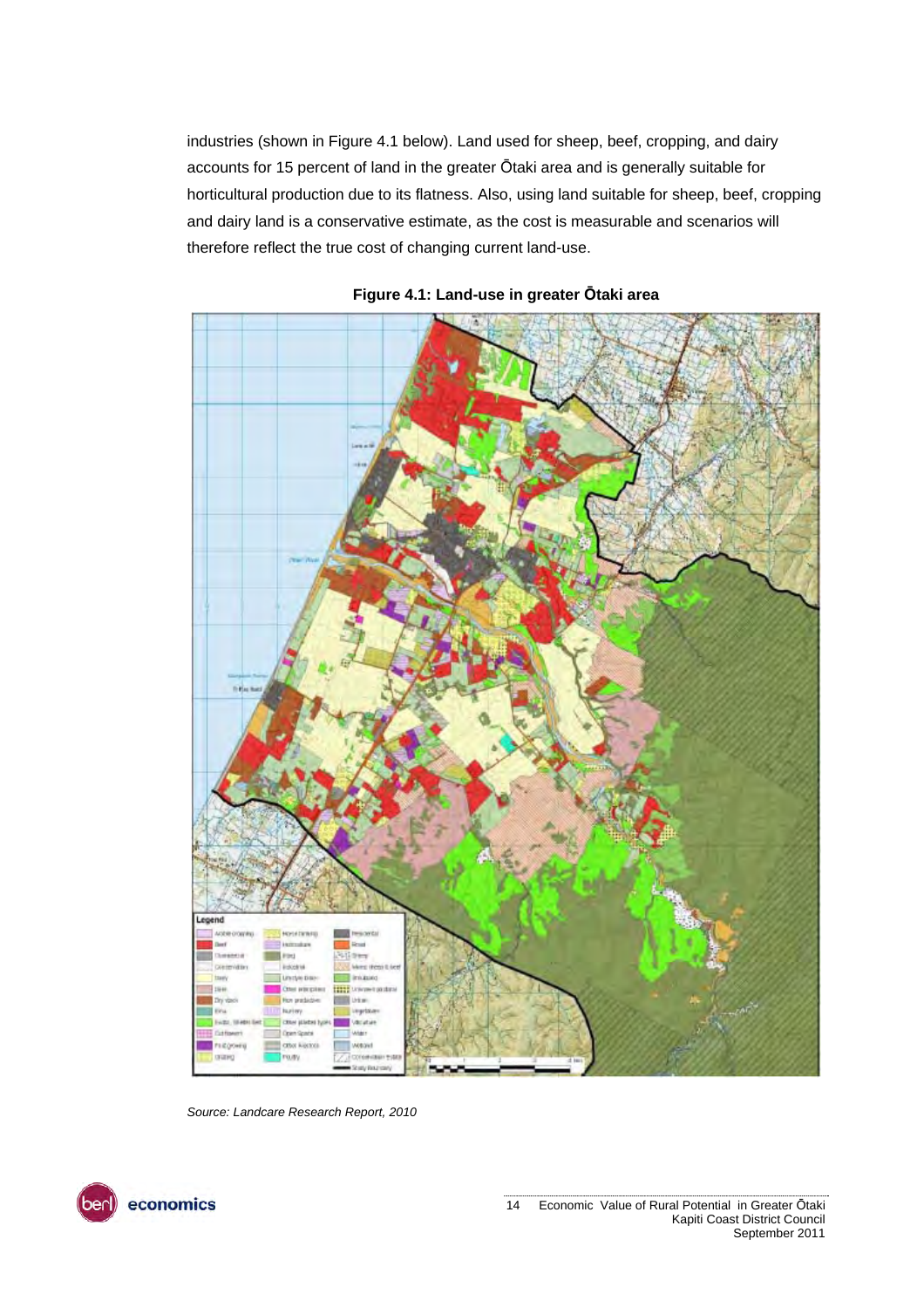industries (shown in Figure 4.1 below). Land used for sheep, beef, cropping, and dairy accounts for 15 percent of land in the greater Ōtaki area and is generally suitable for horticultural production due to its flatness. Also, using land suitable for sheep, beef, cropping and dairy land is a conservative estimate, as the cost is measurable and scenarios will therefore reflect the true cost of changing current land-use.

**Figure 4.1: Land-use in greater Ōtaki area**

*Source: Landcare Research Report, 2010*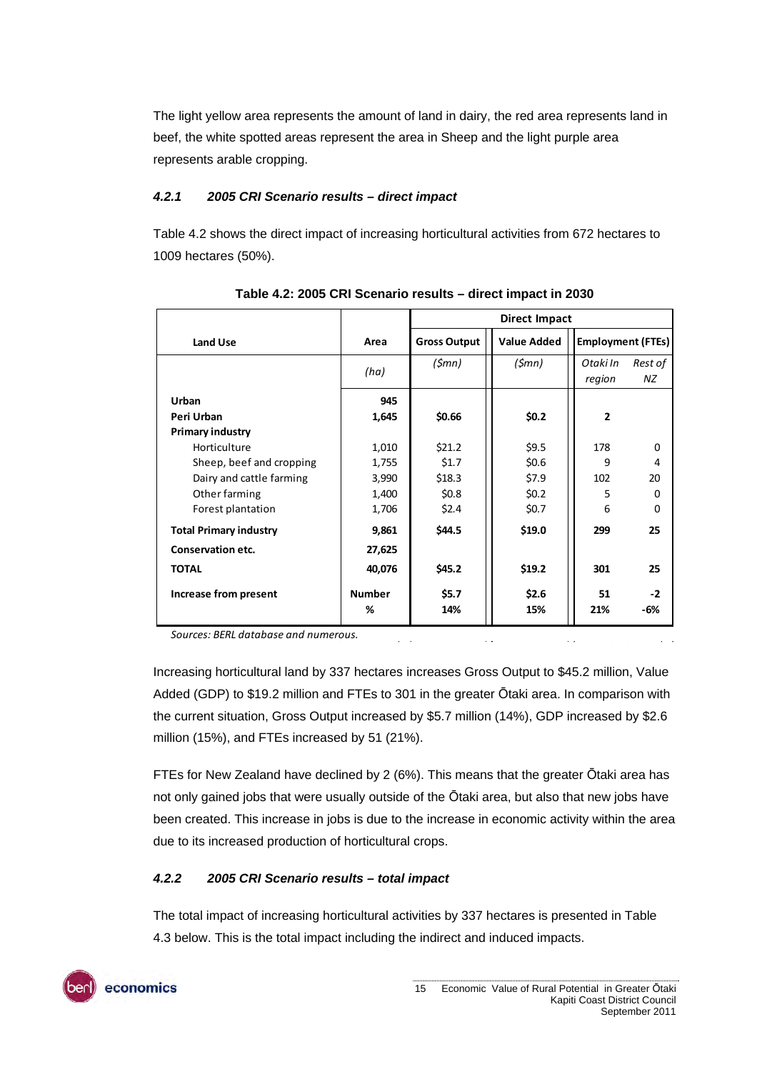The light yellow area represents the amount of land in dairy, the red area represents land in beef, the white spotted areas represent the area in Sheep and the light purple area represents arable cropping.

#### *4.2.1 2005 CRI Scenario results – direct impact*

Table 4.2 shows the direct impact of increasing horticultural activities from 672 hectares to 1009 hectares (50%).

**Table 4.2: 2005 CRI Scenario results – direct impact in 2030**

| Land Use | Area | Direct Impact | | | |
|---|---|---|---|---|---|
| | | **Gross Output** | **Value Added** | **Employment (FTEs)** | |
| | *(ha)* | *($mn)* | *($mn)* | *Otaki In region* | *Rest of NZ* |
| **Urban** | **945** | | | | |
| **Peri Urban** | **1,645** | **$0.66** | **$0.2** | **2** | |
| **Primary industry** | | | | | |
| Horticulture | 1,010 | $21.2 | $9.5 | 178 | 0 |
| Sheep, beef and cropping | 1,755 | $1.7 | $0.6 | 9 | 4 |
| Dairy and cattle farming | 3,990 | $18.3 | $7.9 | 102 | 20 |
| Other farming | 1,400 | $0.8 | $0.2 | 5 | 0 |
| Forest plantation | 1,706 | $2.4 | $0.7 | 6 | 0 |
| **Total Primary industry** | **9,861** | **$44.5** | **$19.0** | **299** | **25** |
| **Conservation etc.** | **27,625** | | | | |
| **TOTAL** | **40,076** | **$45.2** | **$19.2** | **301** | **25** |
| **Increase from present** | **Number** | **$5.7** | **$2.6** | **51** | **-2** |
| | **%** | **14%** | **15%** | **21%** | **-6%** |

*Sources: BERL database and numerous.*

Increasing horticultural land by 337 hectares increases Gross Output to $45.2 million, Value Added (GDP) to $19.2 million and FTEs to 301 in the greater Ōtaki area. In comparison with the current situation, Gross Output increased by $5.7 million (14%), GDP increased by $2.6 million (15%), and FTEs increased by 51 (21%).

FTEs for New Zealand have declined by 2 (6%). This means that the greater Ōtaki area has not only gained jobs that were usually outside of the Ōtaki area, but also that new jobs have been created. This increase in jobs is due to the increase in economic activity within the area due to its increased production of horticultural crops.

#### *4.2.2 2005 CRI Scenario results – total impact*

The total impact of increasing horticultural activities by 337 hectares is presented in Table 4.3 below. This is the total impact including the indirect and induced impacts.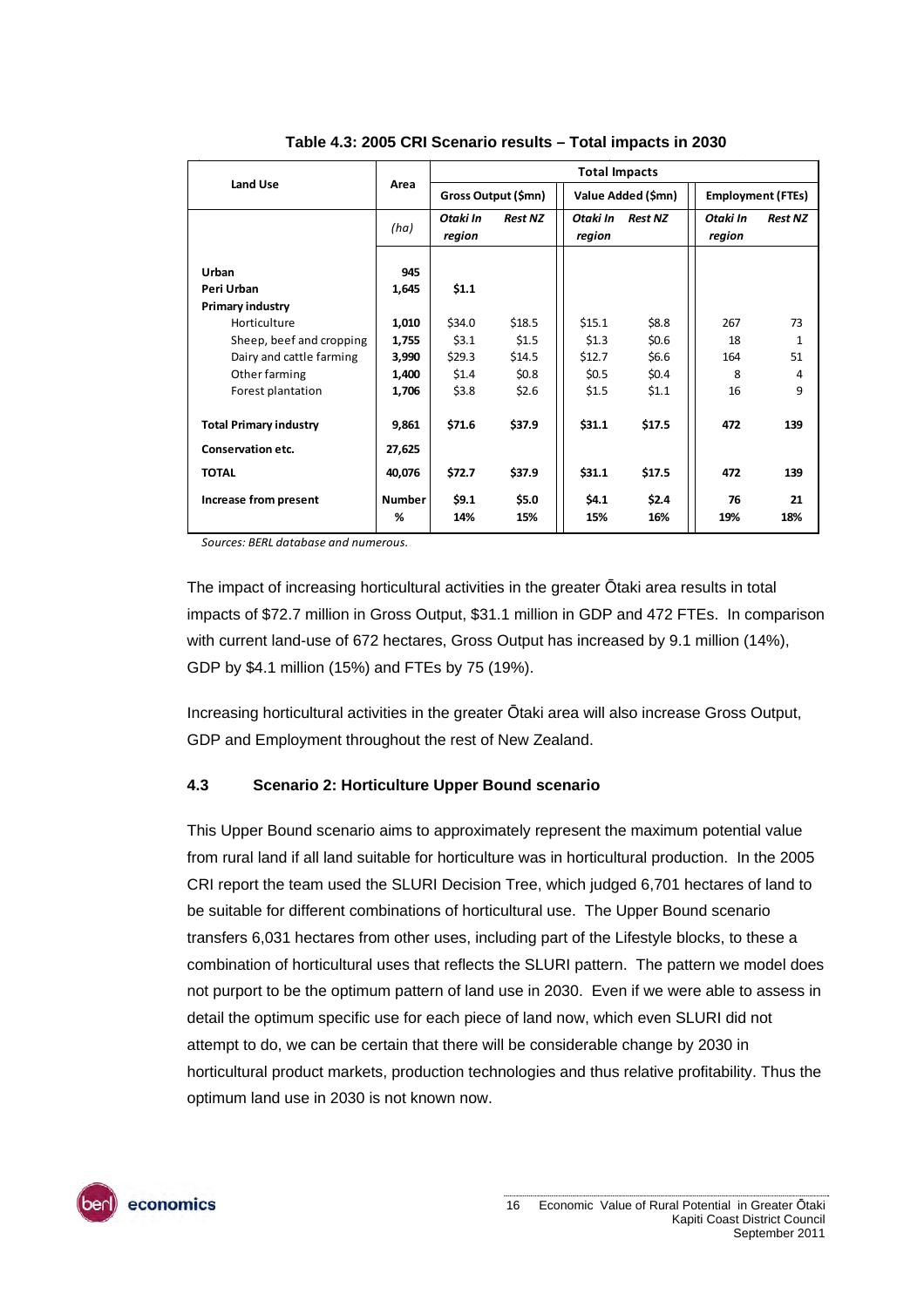**Table 4.3: 2005 CRI Scenario results – Total impacts in 2030**

| Land Use | Area | Total Impacts | | | | | |
|---|---|---|---|---|---|---|---|
| | | Gross Output ($mn) | | Value Added ($mn) | | Employment (FTEs) | |
| | *(ha)* | *Otaki In region* | *Rest NZ* | *Otaki In region* | *Rest NZ* | *Otaki In region* | *Rest NZ* |
| **Urban** | **945** | | | | | | |
| **Peri Urban** | **1,645** | **$1.1** | | | | | |
| **Primary industry** | | | | | | | |
| Horticulture | **1,010** | $34.0 | $18.5 | $15.1 | $8.8 | 267 | 73 |
| Sheep, beef and cropping | **1,755** | $3.1 | $1.5 | $1.3 | $0.6 | 18 | 1 |
| Dairy and cattle farming | **3,990** | $29.3 | $14.5 | $12.7 | $6.6 | 164 | 51 |
| Other farming | **1,400** | $1.4 | $0.8 | $0.5 | $0.4 | 8 | 4 |
| Forest plantation | **1,706** | $3.8 | $2.6 | $1.5 | $1.1 | 16 | 9 |
| **Total Primary industry** | **9,861** | **$71.6** | **$37.9** | **$31.1** | **$17.5** | **472** | **139** |
| **Conservation etc.** | **27,625** | | | | | | |
| **TOTAL** | **40,076** | **$72.7** | **$37.9** | **$31.1** | **$17.5** | **472** | **139** |
| **Increase from present** | **Number** | **$9.1** | **$5.0** | **$4.1** | **$2.4** | **76** | **21** |
| | **%** | **14%** | **15%** | **15%** | **16%** | **19%** | **18%** |

*Sources: BERL database and numerous.*

The impact of increasing horticultural activities in the greater Ōtaki area results in total impacts of $72.7 million in Gross Output, $31.1 million in GDP and 472 FTEs. In comparison with current land-use of 672 hectares, Gross Output has increased by 9.1 million (14%), GDP by $4.1 million (15%) and FTEs by 75 (19%).

Increasing horticultural activities in the greater Ōtaki area will also increase Gross Output, GDP and Employment throughout the rest of New Zealand.

### 4.3 Scenario 2: Horticulture Upper Bound scenario

This Upper Bound scenario aims to approximately represent the maximum potential value from rural land if all land suitable for horticulture was in horticultural production. In the 2005 CRI report the team used the SLURI Decision Tree, which judged 6,701 hectares of land to be suitable for different combinations of horticultural use. The Upper Bound scenario transfers 6,031 hectares from other uses, including part of the Lifestyle blocks, to these a combination of horticultural uses that reflects the SLURI pattern. The pattern we model does not purport to be the optimum pattern of land use in 2030. Even if we were able to assess in detail the optimum specific use for each piece of land now, which even SLURI did not attempt to do, we can be certain that there will be considerable change by 2030 in horticultural product markets, production technologies and thus relative profitability. Thus the optimum land use in 2030 is not known now.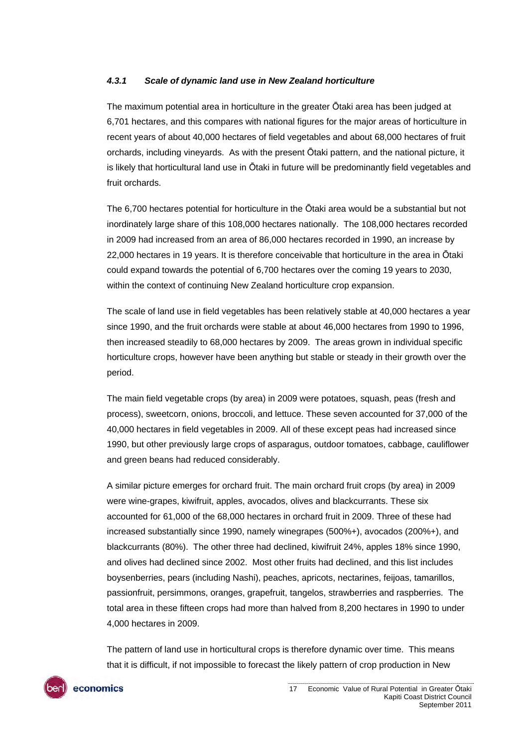#### *4.3.1 Scale of dynamic land use in New Zealand horticulture*

The maximum potential area in horticulture in the greater Ōtaki area has been judged at 6,701 hectares, and this compares with national figures for the major areas of horticulture in recent years of about 40,000 hectares of field vegetables and about 68,000 hectares of fruit orchards, including vineyards. As with the present Ōtaki pattern, and the national picture, it is likely that horticultural land use in Ōtaki in future will be predominantly field vegetables and fruit orchards.

The 6,700 hectares potential for horticulture in the Ōtaki area would be a substantial but not inordinately large share of this 108,000 hectares nationally. The 108,000 hectares recorded in 2009 had increased from an area of 86,000 hectares recorded in 1990, an increase by 22,000 hectares in 19 years. It is therefore conceivable that horticulture in the area in Ōtaki could expand towards the potential of 6,700 hectares over the coming 19 years to 2030, within the context of continuing New Zealand horticulture crop expansion.

The scale of land use in field vegetables has been relatively stable at 40,000 hectares a year since 1990, and the fruit orchards were stable at about 46,000 hectares from 1990 to 1996, then increased steadily to 68,000 hectares by 2009. The areas grown in individual specific horticulture crops, however have been anything but stable or steady in their growth over the period.

The main field vegetable crops (by area) in 2009 were potatoes, squash, peas (fresh and process), sweetcorn, onions, broccoli, and lettuce. These seven accounted for 37,000 of the 40,000 hectares in field vegetables in 2009. All of these except peas had increased since 1990, but other previously large crops of asparagus, outdoor tomatoes, cabbage, cauliflower and green beans had reduced considerably.

A similar picture emerges for orchard fruit. The main orchard fruit crops (by area) in 2009 were wine-grapes, kiwifruit, apples, avocados, olives and blackcurrants. These six accounted for 61,000 of the 68,000 hectares in orchard fruit in 2009. Three of these had increased substantially since 1990, namely winegrapes (500%+), avocados (200%+), and blackcurrants (80%). The other three had declined, kiwifruit 24%, apples 18% since 1990, and olives had declined since 2002. Most other fruits had declined, and this list includes boysenberries, pears (including Nashi), peaches, apricots, nectarines, feijoas, tamarillos, passionfruit, persimmons, oranges, grapefruit, tangelos, strawberries and raspberries. The total area in these fifteen crops had more than halved from 8,200 hectares in 1990 to under 4,000 hectares in 2009.

The pattern of land use in horticultural crops is therefore dynamic over time. This means that it is difficult, if not impossible to forecast the likely pattern of crop production in New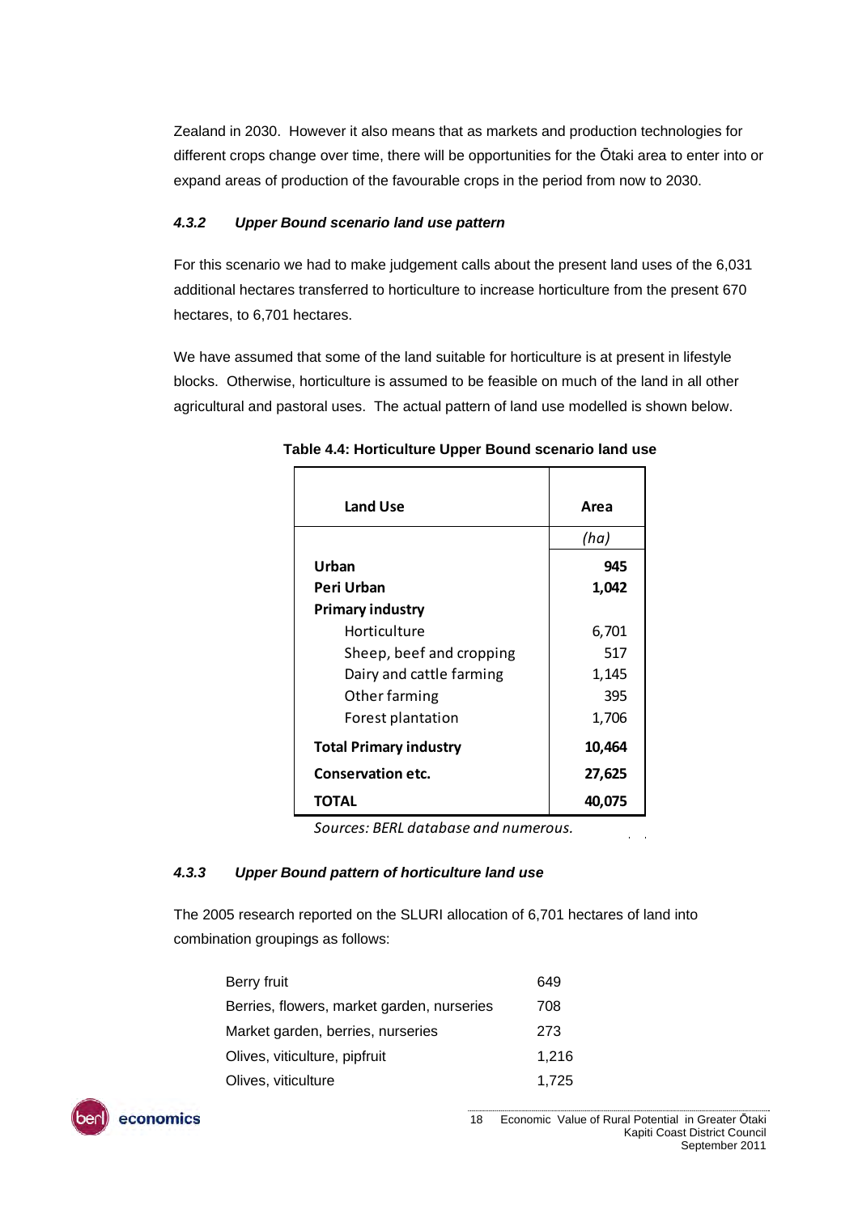Zealand in 2030. However it also means that as markets and production technologies for different crops change over time, there will be opportunities for the Ōtaki area to enter into or expand areas of production of the favourable crops in the period from now to 2030.

#### *4.3.2 Upper Bound scenario land use pattern*

For this scenario we had to make judgement calls about the present land uses of the 6,031 additional hectares transferred to horticulture to increase horticulture from the present 670 hectares, to 6,701 hectares.

We have assumed that some of the land suitable for horticulture is at present in lifestyle blocks. Otherwise, horticulture is assumed to be feasible on much of the land in all other agricultural and pastoral uses. The actual pattern of land use modelled is shown below.

**Table 4.4: Horticulture Upper Bound scenario land use**

| Land Use | Area |
|---|---|
| | *(ha)* |
| **Urban** | **945** |
| **Peri Urban** | **1,042** |
| **Primary industry** | |
| Horticulture | 6,701 |
| Sheep, beef and cropping | 517 |
| Dairy and cattle farming | 1,145 |
| Other farming | 395 |
| Forest plantation | 1,706 |
| **Total Primary industry** | **10,464** |
| **Conservation etc.** | **27,625** |
| **TOTAL** | **40,075** |

*Sources: BERL database and numerous.*

#### *4.3.3 Upper Bound pattern of horticulture land use*

The 2005 research reported on the SLURI allocation of 6,701 hectares of land into combination groupings as follows:

| | |
|---|---|
| Berry fruit | 649 |
| Berries, flowers, market garden, nurseries | 708 |
| Market garden, berries, nurseries | 273 |
| Olives, viticulture, pipfruit | 1,216 |
| Olives, viticulture | 1,725 |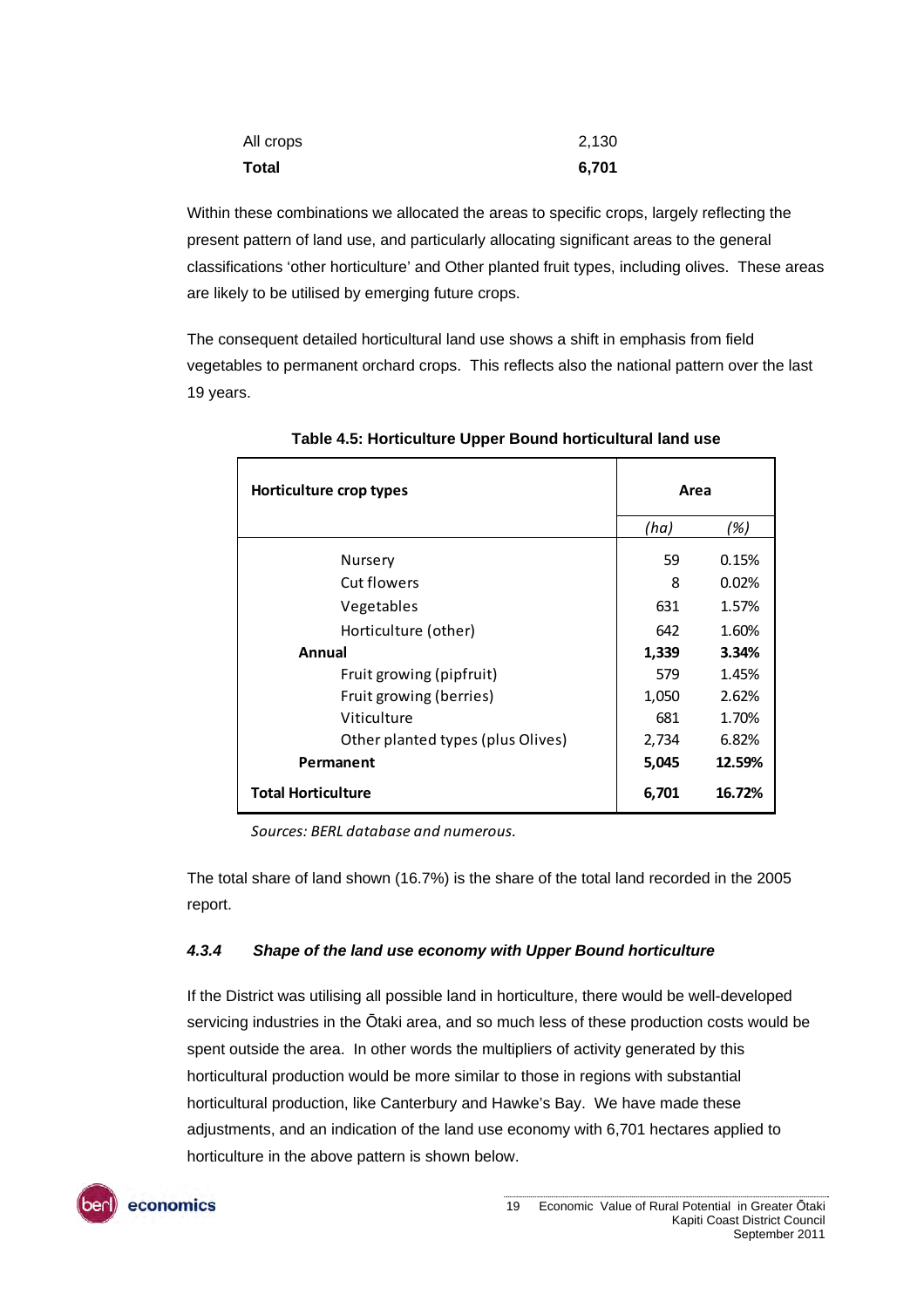| | |
|---|---|
| All crops | 2,130 |
| **Total** | **6,701** |

Within these combinations we allocated the areas to specific crops, largely reflecting the present pattern of land use, and particularly allocating significant areas to the general classifications 'other horticulture' and Other planted fruit types, including olives. These areas are likely to be utilised by emerging future crops.

The consequent detailed horticultural land use shows a shift in emphasis from field vegetables to permanent orchard crops. This reflects also the national pattern over the last 19 years.

**Table 4.5: Horticulture Upper Bound horticultural land use**

| Horticulture crop types | Area | |
|---|---|---|
| | *(ha)* | *(%)* |
| Nursery | 59 | 0.15% |
| Cut flowers | 8 | 0.02% |
| Vegetables | 631 | 1.57% |
| Horticulture (other) | 642 | 1.60% |
| **Annual** | **1,339** | **3.34%** |
| Fruit growing (pipfruit) | 579 | 1.45% |
| Fruit growing (berries) | 1,050 | 2.62% |
| Viticulture | 681 | 1.70% |
| Other planted types (plus Olives) | 2,734 | 6.82% |
| **Permanent** | **5,045** | **12.59%** |
| **Total Horticulture** | **6,701** | **16.72%** |

*Sources: BERL database and numerous.*

The total share of land shown (16.7%) is the share of the total land recorded in the 2005 report.

#### *4.3.4 Shape of the land use economy with Upper Bound horticulture*

If the District was utilising all possible land in horticulture, there would be well-developed servicing industries in the Ōtaki area, and so much less of these production costs would be spent outside the area. In other words the multipliers of activity generated by this horticultural production would be more similar to those in regions with substantial horticultural production, like Canterbury and Hawke's Bay. We have made these adjustments, and an indication of the land use economy with 6,701 hectares applied to horticulture in the above pattern is shown below.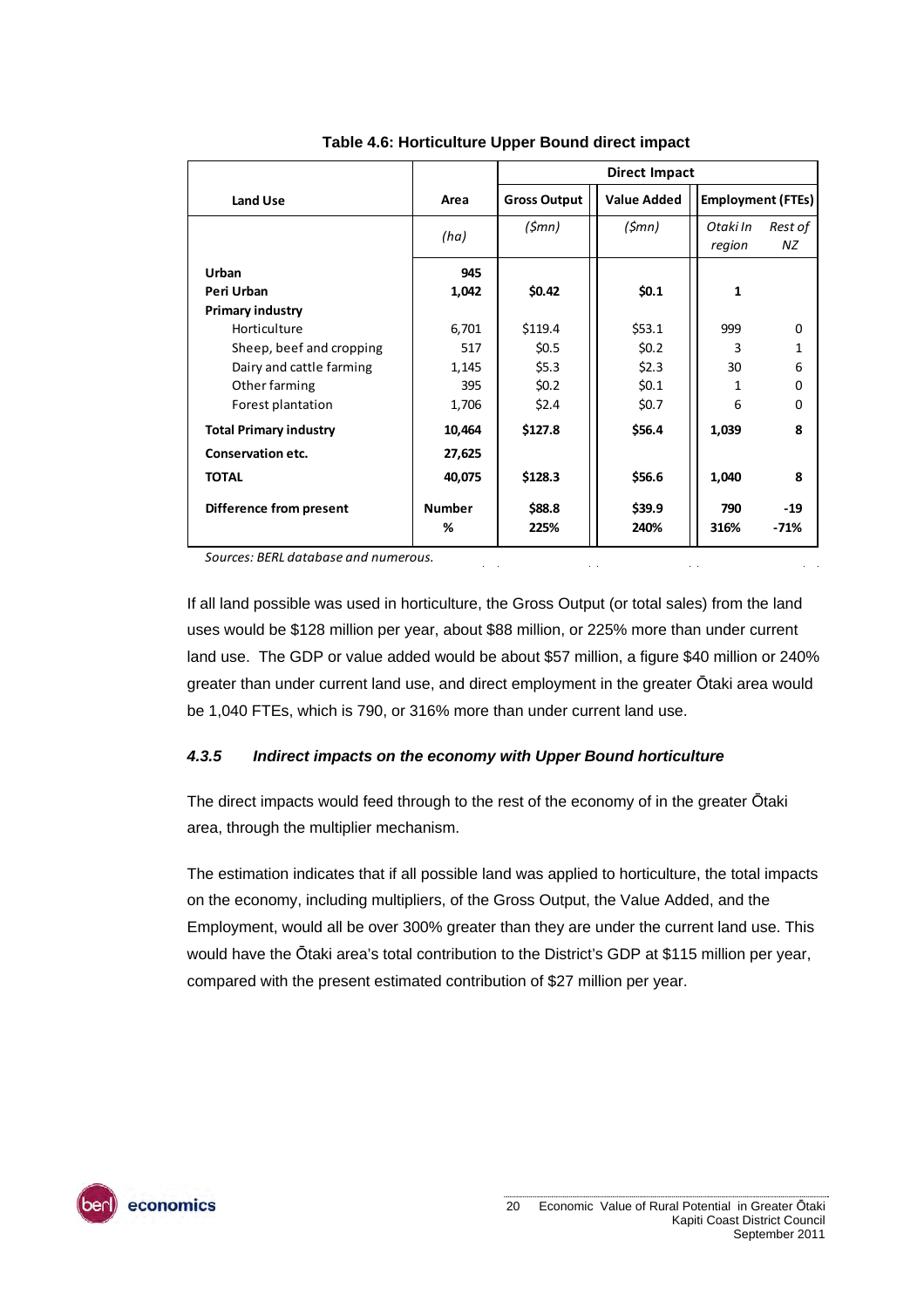**Table 4.6: Horticulture Upper Bound direct impact**

| Land Use | Area | Direct Impact | | | |
|---|---|---|---|---|---|
| | | Gross Output | Value Added | Employment (FTEs) | |
| | *(ha)* | *($mn)* | *($mn)* | *Otaki In region* | *Rest of NZ* |
| **Urban** | **945** | | | | |
| **Peri Urban** | **1,042** | **$0.42** | **$0.1** | **1** | |
| **Primary industry** | | | | | |
| Horticulture | 6,701 | $119.4 | $53.1 | 999 | 0 |
| Sheep, beef and cropping | 517 | $0.5 | $0.2 | 3 | 1 |
| Dairy and cattle farming | 1,145 | $5.3 | $2.3 | 30 | 6 |
| Other farming | 395 | $0.2 | $0.1 | 1 | 0 |
| Forest plantation | 1,706 | $2.4 | $0.7 | 6 | 0 |
| **Total Primary industry** | **10,464** | **$127.8** | **$56.4** | **1,039** | **8** |
| **Conservation etc.** | **27,625** | | | | |
| **TOTAL** | **40,075** | **$128.3** | **$56.6** | **1,040** | **8** |
| **Difference from present** | **Number** | **$88.8** | **$39.9** | **790** | **-19** |
| | **%** | **225%** | **240%** | **316%** | **-71%** |

*Sources: BERL database and numerous.*

If all land possible was used in horticulture, the Gross Output (or total sales) from the land uses would be $128 million per year, about $88 million, or 225% more than under current land use. The GDP or value added would be about $57 million, a figure $40 million or 240% greater than under current land use, and direct employment in the greater Ōtaki area would be 1,040 FTEs, which is 790, or 316% more than under current land use.

### *4.3.5 Indirect impacts on the economy with Upper Bound horticulture*

The direct impacts would feed through to the rest of the economy of in the greater Ōtaki area, through the multiplier mechanism.

The estimation indicates that if all possible land was applied to horticulture, the total impacts on the economy, including multipliers, of the Gross Output, the Value Added, and the Employment, would all be over 300% greater than they are under the current land use. This would have the Ōtaki area's total contribution to the District's GDP at $115 million per year, compared with the present estimated contribution of $27 million per year.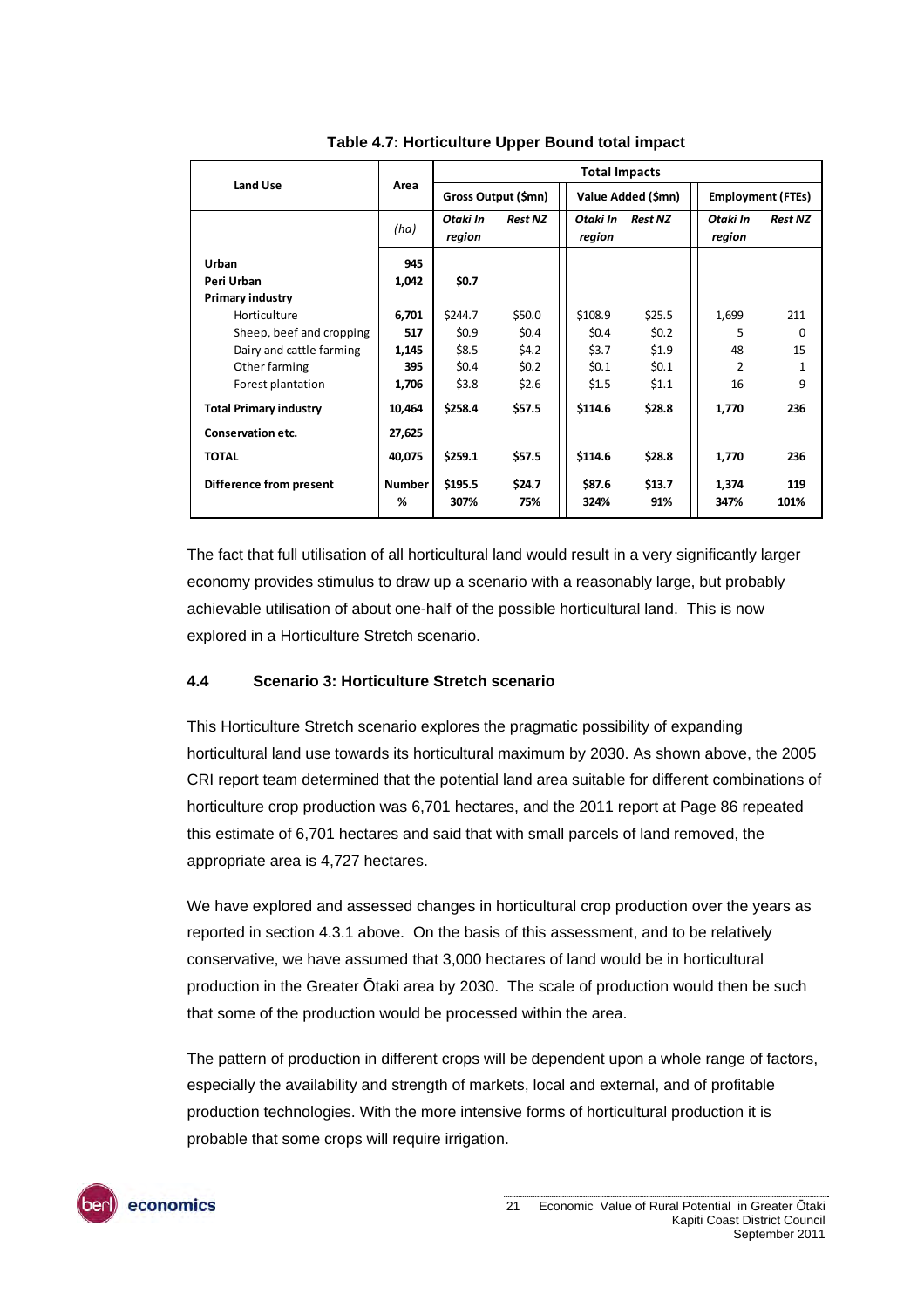**Table 4.7: Horticulture Upper Bound total impact**

| Land Use | Area | Total Impacts | | | | | |
|---|---|---|---|---|---|---|---|
| | | Gross Output ($mn) | | Value Added ($mn) | | Employment (FTEs) | |
| | *(ha)* | *Otaki In region* | *Rest NZ* | *Otaki In region* | *Rest NZ* | *Otaki In region* | *Rest NZ* |
| **Urban** | **945** | | | | | | |
| **Peri Urban** | **1,042** | **$0.7** | | | | | |
| **Primary industry** | | | | | | | |
| Horticulture | **6,701** | $244.7 | $50.0 | $108.9 | $25.5 | 1,699 | 211 |
| Sheep, beef and cropping | **517** | $0.9 | $0.4 | $0.4 | $0.2 | 5 | 0 |
| Dairy and cattle farming | **1,145** | $8.5 | $4.2 | $3.7 | $1.9 | 48 | 15 |
| Other farming | **395** | $0.4 | $0.2 | $0.1 | $0.1 | 2 | 1 |
| Forest plantation | **1,706** | $3.8 | $2.6 | $1.5 | $1.1 | 16 | 9 |
| **Total Primary industry** | **10,464** | **$258.4** | **$57.5** | **$114.6** | **$28.8** | **1,770** | **236** |
| **Conservation etc.** | **27,625** | | | | | | |
| **TOTAL** | **40,075** | **$259.1** | **$57.5** | **$114.6** | **$28.8** | **1,770** | **236** |
| **Difference from present** | **Number** | **$195.5** | **$24.7** | **$87.6** | **$13.7** | **1,374** | **119** |
| | **%** | **307%** | **75%** | **324%** | **91%** | **347%** | **101%** |

The fact that full utilisation of all horticultural land would result in a very significantly larger economy provides stimulus to draw up a scenario with a reasonably large, but probably achievable utilisation of about one-half of the possible horticultural land. This is now explored in a Horticulture Stretch scenario.

### 4.4 Scenario 3: Horticulture Stretch scenario

This Horticulture Stretch scenario explores the pragmatic possibility of expanding horticultural land use towards its horticultural maximum by 2030. As shown above, the 2005 CRI report team determined that the potential land area suitable for different combinations of horticulture crop production was 6,701 hectares, and the 2011 report at Page 86 repeated this estimate of 6,701 hectares and said that with small parcels of land removed, the appropriate area is 4,727 hectares.

We have explored and assessed changes in horticultural crop production over the years as reported in section 4.3.1 above. On the basis of this assessment, and to be relatively conservative, we have assumed that 3,000 hectares of land would be in horticultural production in the Greater Ōtaki area by 2030. The scale of production would then be such that some of the production would be processed within the area.

The pattern of production in different crops will be dependent upon a whole range of factors, especially the availability and strength of markets, local and external, and of profitable production technologies. With the more intensive forms of horticultural production it is probable that some crops will require irrigation.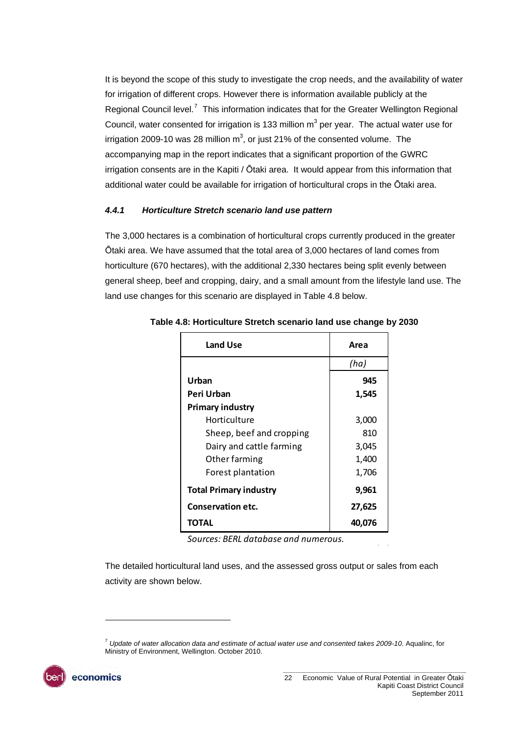It is beyond the scope of this study to investigate the crop needs, and the availability of water for irrigation of different crops. However there is information available publicly at the Regional Council level.[7] This information indicates that for the Greater Wellington Regional Council, water consented for irrigation is 133 million $m^3$ per year. The actual water use for irrigation 2009-10 was 28 million $m^3$, or just 21% of the consented volume. The accompanying map in the report indicates that a significant proportion of the GWRC irrigation consents are in the Kapiti / Ōtaki area. It would appear from this information that additional water could be available for irrigation of horticultural crops in the Ōtaki area.

#### *4.4.1 Horticulture Stretch scenario land use pattern*

The 3,000 hectares is a combination of horticultural crops currently produced in the greater Ōtaki area. We have assumed that the total area of 3,000 hectares of land comes from horticulture (670 hectares), with the additional 2,330 hectares being split evenly between general sheep, beef and cropping, dairy, and a small amount from the lifestyle land use. The land use changes for this scenario are displayed in Table 4.8 below.

**Table 4.8: Horticulture Stretch scenario land use change by 2030**

| Land Use | Area |
|---|---|
| | *(ha)* |
| **Urban** | **945** |
| **Peri Urban** | **1,545** |
| **Primary industry** | |
| Horticulture | 3,000 |
| Sheep, beef and cropping | 810 |
| Dairy and cattle farming | 3,045 |
| Other farming | 1,400 |
| Forest plantation | 1,706 |
| **Total Primary industry** | **9,961** |
| **Conservation etc.** | **27,625** |
| **TOTAL** | **40,076** |

*Sources: BERL database and numerous.*

The detailed horticultural land uses, and the assessed gross output or sales from each activity are shown below.

[7] *Update of water allocation data and estimate of actual water use and consented takes 2009-10*. Aqualinc, for Ministry of Environment, Wellington. October 2010.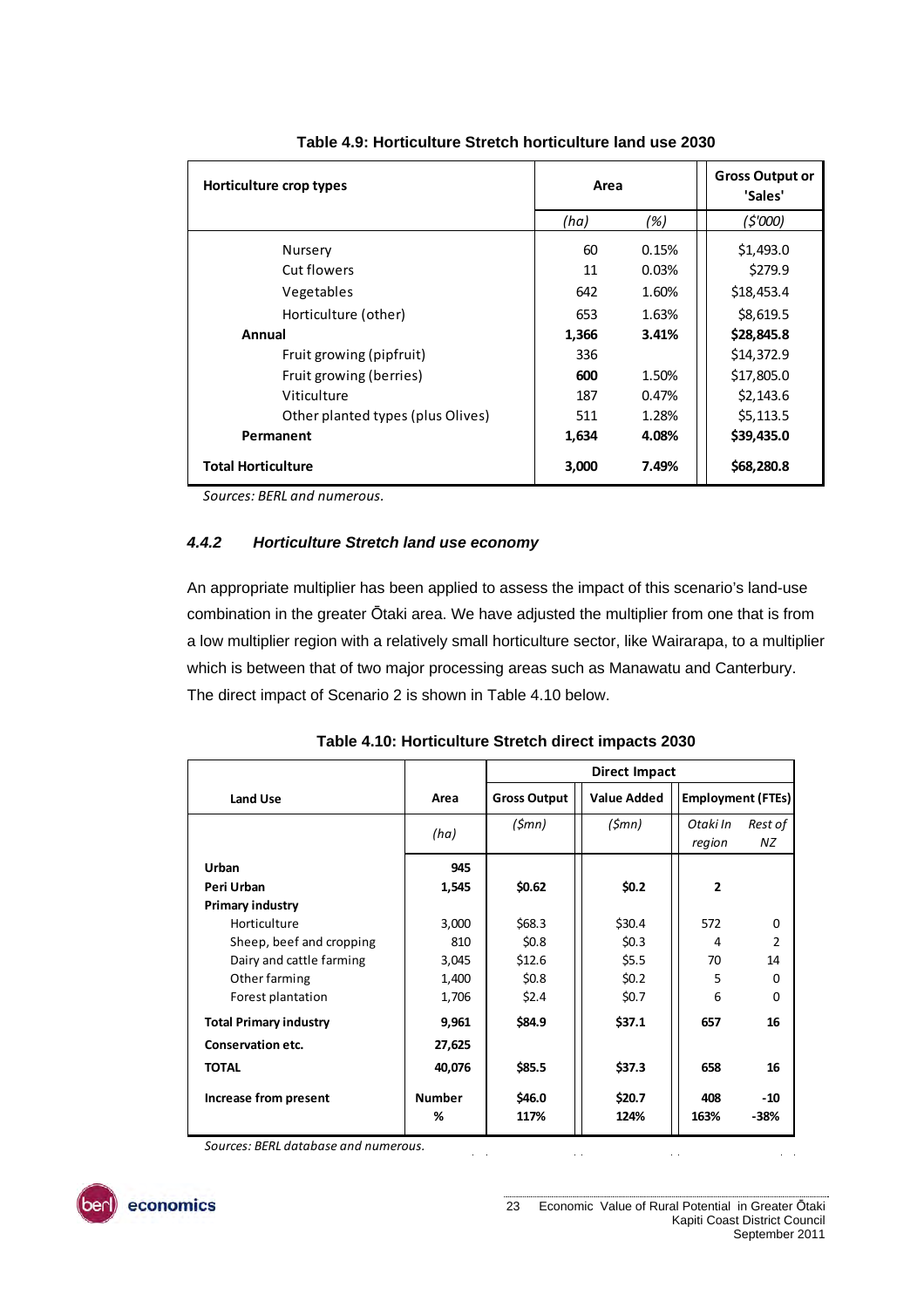**Table 4.9: Horticulture Stretch horticulture land use 2030**

| Horticulture crop types | Area | | Gross Output or 'Sales' |
|---|---|---|---|
| | (ha) | (%) | ($'000) |
| Nursery | 60 | 0.15% | $1,493.0 |
| Cut flowers | 11 | 0.03% | $279.9 |
| Vegetables | 642 | 1.60% | $18,453.4 |
| Horticulture (other) | 653 | 1.63% | $8,619.5 |
| **Annual** | **1,366** | **3.41%** | **$28,845.8** |
| Fruit growing (pipfruit) | 336 | | $14,372.9 |
| Fruit growing (berries) | **600** | 1.50% | $17,805.0 |
| Viticulture | 187 | 0.47% | $2,143.6 |
| Other planted types (plus Olives) | 511 | 1.28% | $5,113.5 |
| **Permanent** | **1,634** | **4.08%** | **$39,435.0** |
| **Total Horticulture** | **3,000** | **7.49%** | **$68,280.8** |

*Sources: BERL and numerous.*

### *4.4.2 Horticulture Stretch land use economy*

An appropriate multiplier has been applied to assess the impact of this scenario's land-use combination in the greater Ōtaki area. We have adjusted the multiplier from one that is from a low multiplier region with a relatively small horticulture sector, like Wairarapa, to a multiplier which is between that of two major processing areas such as Manawatu and Canterbury. The direct impact of Scenario 2 is shown in Table 4.10 below.

**Table 4.10: Horticulture Stretch direct impacts 2030**

| Land Use | Area | Direct Impact: Gross Output | Value Added | Employment (FTEs) | |
|---|---|---|---|---|---|
| | (ha) | ($mn) | ($mn) | Otaki In region | Rest of NZ |
| **Urban** | **945** | | | | |
| **Peri Urban** | **1,545** | **$0.62** | **$0.2** | **2** | |
| **Primary industry** | | | | | |
| Horticulture | 3,000 | $68.3 | $30.4 | 572 | 0 |
| Sheep, beef and cropping | 810 | $0.8 | $0.3 | 4 | 2 |
| Dairy and cattle farming | 3,045 | $12.6 | $5.5 | 70 | 14 |
| Other farming | 1,400 | $0.8 | $0.2 | 5 | 0 |
| Forest plantation | 1,706 | $2.4 | $0.7 | 6 | 0 |
| **Total Primary industry** | **9,961** | **$84.9** | **$37.1** | **657** | **16** |
| **Conservation etc.** | **27,625** | | | | |
| **TOTAL** | **40,076** | **$85.5** | **$37.3** | **658** | **16** |
| **Increase from present** | **Number** | **$46.0** | **$20.7** | **408** | **-10** |
| | **%** | **117%** | **124%** | **163%** | **-38%** |

*Sources: BERL database and numerous.*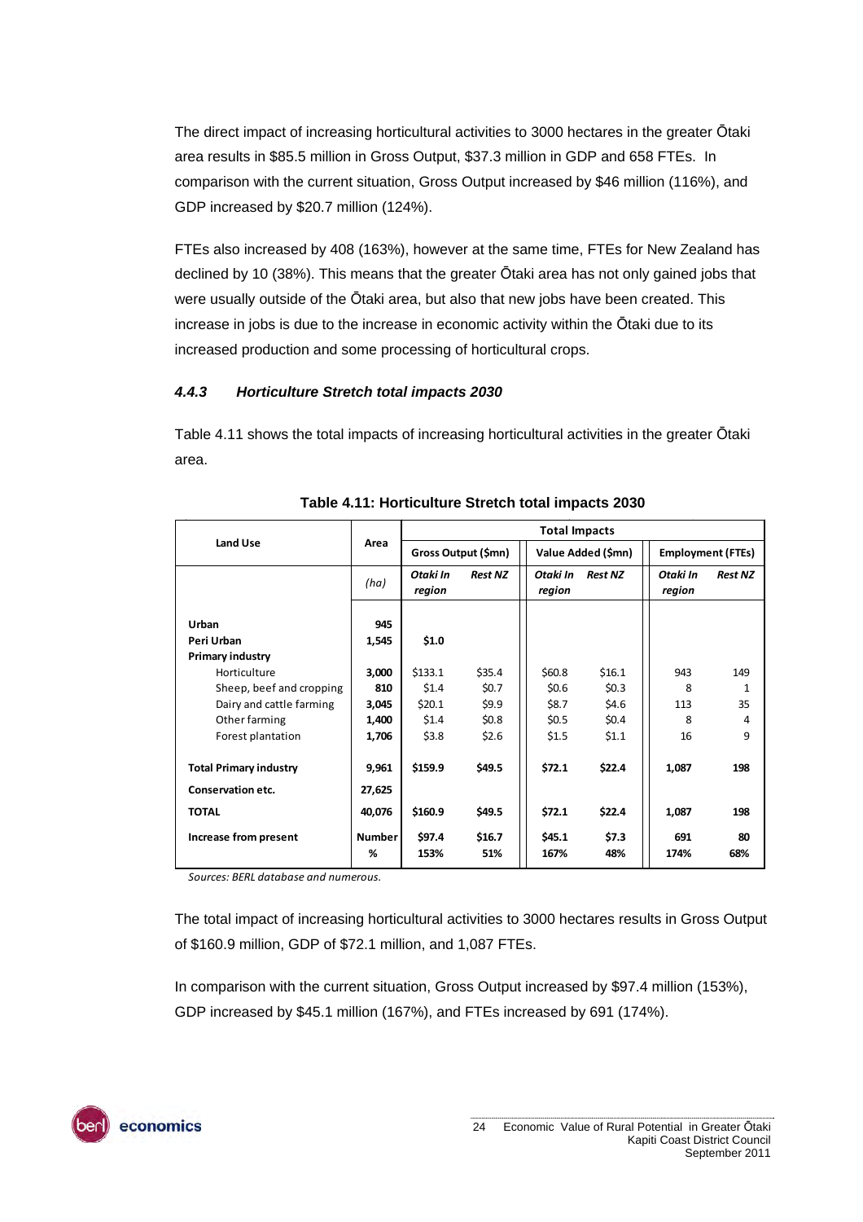The direct impact of increasing horticultural activities to 3000 hectares in the greater Ōtaki area results in \$85.5 million in Gross Output, \$37.3 million in GDP and 658 FTEs. In comparison with the current situation, Gross Output increased by \$46 million (116%), and GDP increased by \$20.7 million (124%).

FTEs also increased by 408 (163%), however at the same time, FTEs for New Zealand has declined by 10 (38%). This means that the greater Ōtaki area has not only gained jobs that were usually outside of the Ōtaki area, but also that new jobs have been created. This increase in jobs is due to the increase in economic activity within the Ōtaki due to its increased production and some processing of horticultural crops.

### *4.4.3 Horticulture Stretch total impacts 2030*

Table 4.11 shows the total impacts of increasing horticultural activities in the greater Ōtaki area.

**Table 4.11: Horticulture Stretch total impacts 2030**

| Land Use | Area | Total Impacts | | | | | |
|---|---|---|---|---|---|---|---|
| | | Gross Output (\$mn) | | Value Added (\$mn) | | Employment (FTEs) | |
| | *(ha)* | *Otaki In region* | *Rest NZ* | *Otaki In region* | *Rest NZ* | *Otaki In region* | *Rest NZ* |
| **Urban** | **945** | | | | | | |
| **Peri Urban** | **1,545** | **\$1.0** | | | | | |
| **Primary industry** | | | | | | | |
| Horticulture | **3,000** | \$133.1 | \$35.4 | \$60.8 | \$16.1 | 943 | 149 |
| Sheep, beef and cropping | **810** | \$1.4 | \$0.7 | \$0.6 | \$0.3 | 8 | 1 |
| Dairy and cattle farming | **3,045** | \$20.1 | \$9.9 | \$8.7 | \$4.6 | 113 | 35 |
| Other farming | **1,400** | \$1.4 | \$0.8 | \$0.5 | \$0.4 | 8 | 4 |
| Forest plantation | **1,706** | \$3.8 | \$2.6 | \$1.5 | \$1.1 | 16 | 9 |
| **Total Primary industry** | **9,961** | **\$159.9** | **\$49.5** | **\$72.1** | **\$22.4** | **1,087** | **198** |
| **Conservation etc.** | **27,625** | | | | | | |
| **TOTAL** | **40,076** | **\$160.9** | **\$49.5** | **\$72.1** | **\$22.4** | **1,087** | **198** |
| **Increase from present** | **Number** | **\$97.4** | **\$16.7** | **\$45.1** | **\$7.3** | **691** | **80** |
| | **%** | **153%** | **51%** | **167%** | **48%** | **174%** | **68%** |

*Sources: BERL database and numerous.*

The total impact of increasing horticultural activities to 3000 hectares results in Gross Output of \$160.9 million, GDP of \$72.1 million, and 1,087 FTEs.

In comparison with the current situation, Gross Output increased by \$97.4 million (153%), GDP increased by \$45.1 million (167%), and FTEs increased by 691 (174%).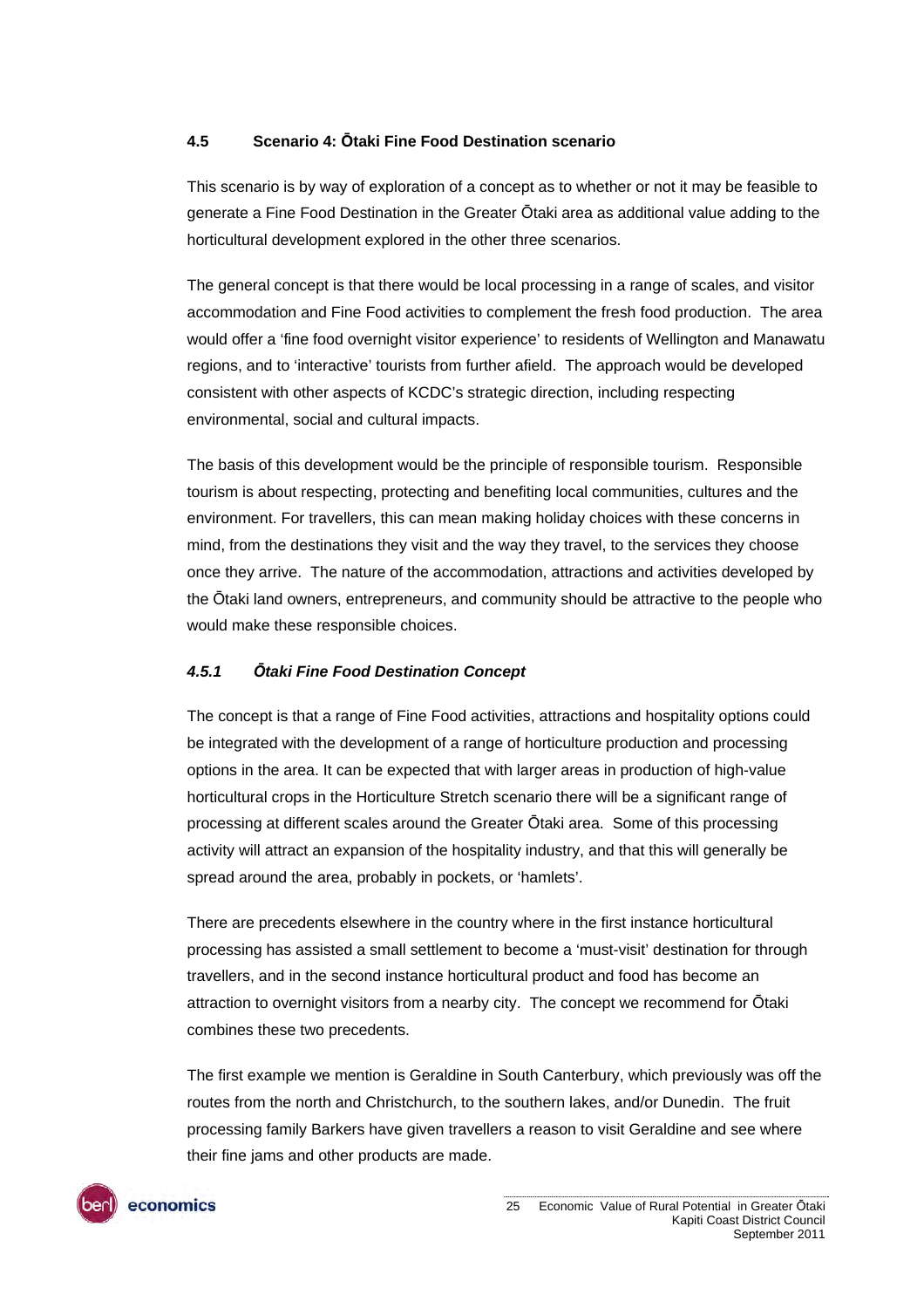## 4.5 Scenario 4: Ōtaki Fine Food Destination scenario

This scenario is by way of exploration of a concept as to whether or not it may be feasible to generate a Fine Food Destination in the Greater Ōtaki area as additional value adding to the horticultural development explored in the other three scenarios.

The general concept is that there would be local processing in a range of scales, and visitor accommodation and Fine Food activities to complement the fresh food production. The area would offer a 'fine food overnight visitor experience' to residents of Wellington and Manawatu regions, and to 'interactive' tourists from further afield. The approach would be developed consistent with other aspects of KCDC's strategic direction, including respecting environmental, social and cultural impacts.

The basis of this development would be the principle of responsible tourism. Responsible tourism is about respecting, protecting and benefiting local communities, cultures and the environment. For travellers, this can mean making holiday choices with these concerns in mind, from the destinations they visit and the way they travel, to the services they choose once they arrive. The nature of the accommodation, attractions and activities developed by the Ōtaki land owners, entrepreneurs, and community should be attractive to the people who would make these responsible choices.

### *4.5.1 Ōtaki Fine Food Destination Concept*

The concept is that a range of Fine Food activities, attractions and hospitality options could be integrated with the development of a range of horticulture production and processing options in the area. It can be expected that with larger areas in production of high-value horticultural crops in the Horticulture Stretch scenario there will be a significant range of processing at different scales around the Greater Ōtaki area. Some of this processing activity will attract an expansion of the hospitality industry, and that this will generally be spread around the area, probably in pockets, or 'hamlets'.

There are precedents elsewhere in the country where in the first instance horticultural processing has assisted a small settlement to become a 'must-visit' destination for through travellers, and in the second instance horticultural product and food has become an attraction to overnight visitors from a nearby city. The concept we recommend for Ōtaki combines these two precedents.

The first example we mention is Geraldine in South Canterbury, which previously was off the routes from the north and Christchurch, to the southern lakes, and/or Dunedin. The fruit processing family Barkers have given travellers a reason to visit Geraldine and see where their fine jams and other products are made.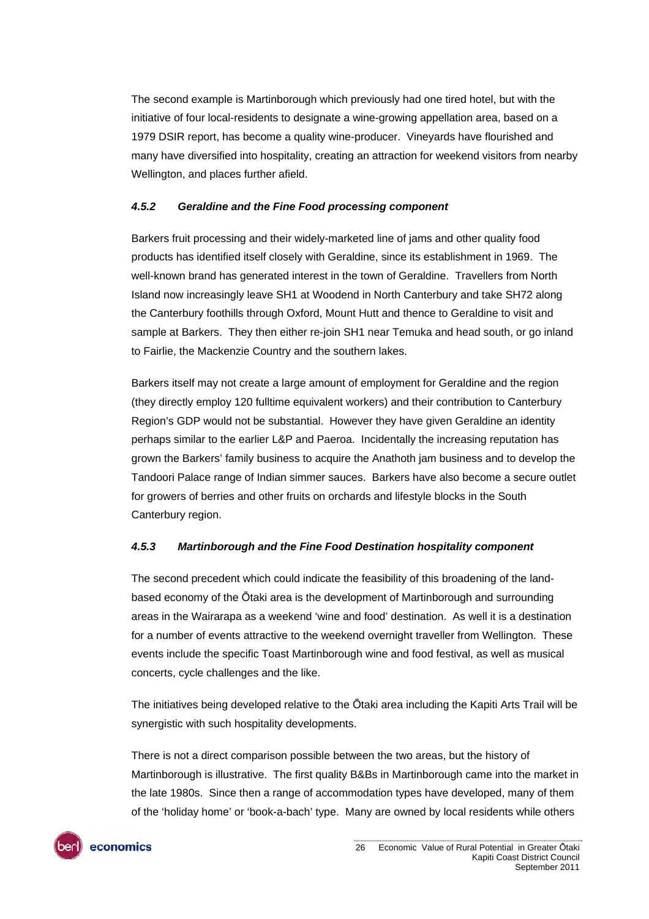The second example is Martinborough which previously had one tired hotel, but with the initiative of four local-residents to designate a wine-growing appellation area, based on a 1979 DSIR report, has become a quality wine-producer. Vineyards have flourished and many have diversified into hospitality, creating an attraction for weekend visitors from nearby Wellington, and places further afield.

#### *4.5.2 Geraldine and the Fine Food processing component*

Barkers fruit processing and their widely-marketed line of jams and other quality food products has identified itself closely with Geraldine, since its establishment in 1969. The well-known brand has generated interest in the town of Geraldine. Travellers from North Island now increasingly leave SH1 at Woodend in North Canterbury and take SH72 along the Canterbury foothills through Oxford, Mount Hutt and thence to Geraldine to visit and sample at Barkers. They then either re-join SH1 near Temuka and head south, or go inland to Fairlie, the Mackenzie Country and the southern lakes.

Barkers itself may not create a large amount of employment for Geraldine and the region (they directly employ 120 fulltime equivalent workers) and their contribution to Canterbury Region's GDP would not be substantial. However they have given Geraldine an identity perhaps similar to the earlier L&P and Paeroa. Incidentally the increasing reputation has grown the Barkers' family business to acquire the Anathoth jam business and to develop the Tandoori Palace range of Indian simmer sauces. Barkers have also become a secure outlet for growers of berries and other fruits on orchards and lifestyle blocks in the South Canterbury region.

#### *4.5.3 Martinborough and the Fine Food Destination hospitality component*

The second precedent which could indicate the feasibility of this broadening of the land-based economy of the Ōtaki area is the development of Martinborough and surrounding areas in the Wairarapa as a weekend 'wine and food' destination. As well it is a destination for a number of events attractive to the weekend overnight traveller from Wellington. These events include the specific Toast Martinborough wine and food festival, as well as musical concerts, cycle challenges and the like.

The initiatives being developed relative to the Ōtaki area including the Kapiti Arts Trail will be synergistic with such hospitality developments.

There is not a direct comparison possible between the two areas, but the history of Martinborough is illustrative. The first quality B&Bs in Martinborough came into the market in the late 1980s. Since then a range of accommodation types have developed, many of them of the 'holiday home' or 'book-a-bach' type. Many are owned by local residents while others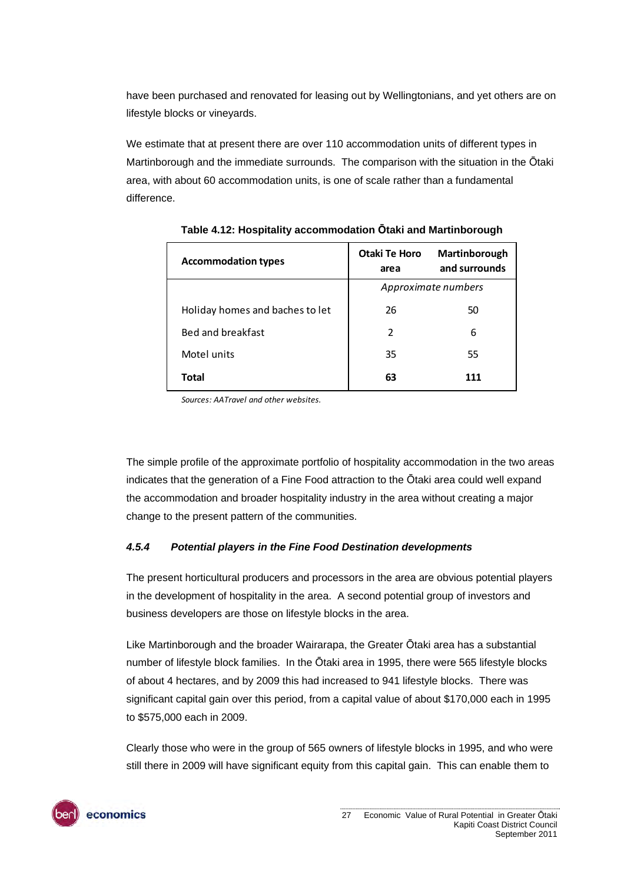have been purchased and renovated for leasing out by Wellingtonians, and yet others are on lifestyle blocks or vineyards.

We estimate that at present there are over 110 accommodation units of different types in Martinborough and the immediate surrounds. The comparison with the situation in the Ōtaki area, with about 60 accommodation units, is one of scale rather than a fundamental difference.

**Table 4.12: Hospitality accommodation Ōtaki and Martinborough**

| Accommodation types | Otaki Te Horo area | Martinborough and surrounds |
|---|---|---|
| | *Approximate numbers* | |
| Holiday homes and baches to let | 26 | 50 |
| Bed and breakfast | 2 | 6 |
| Motel units | 35 | 55 |
| **Total** | **63** | **111** |

*Sources: AATravel and other websites.*

The simple profile of the approximate portfolio of hospitality accommodation in the two areas indicates that the generation of a Fine Food attraction to the Ōtaki area could well expand the accommodation and broader hospitality industry in the area without creating a major change to the present pattern of the communities.

#### *4.5.4 Potential players in the Fine Food Destination developments*

The present horticultural producers and processors in the area are obvious potential players in the development of hospitality in the area. A second potential group of investors and business developers are those on lifestyle blocks in the area.

Like Martinborough and the broader Wairarapa, the Greater Ōtaki area has a substantial number of lifestyle block families. In the Ōtaki area in 1995, there were 565 lifestyle blocks of about 4 hectares, and by 2009 this had increased to 941 lifestyle blocks. There was significant capital gain over this period, from a capital value of about $170,000 each in 1995 to $575,000 each in 2009.

Clearly those who were in the group of 565 owners of lifestyle blocks in 1995, and who were still there in 2009 will have significant equity from this capital gain. This can enable them to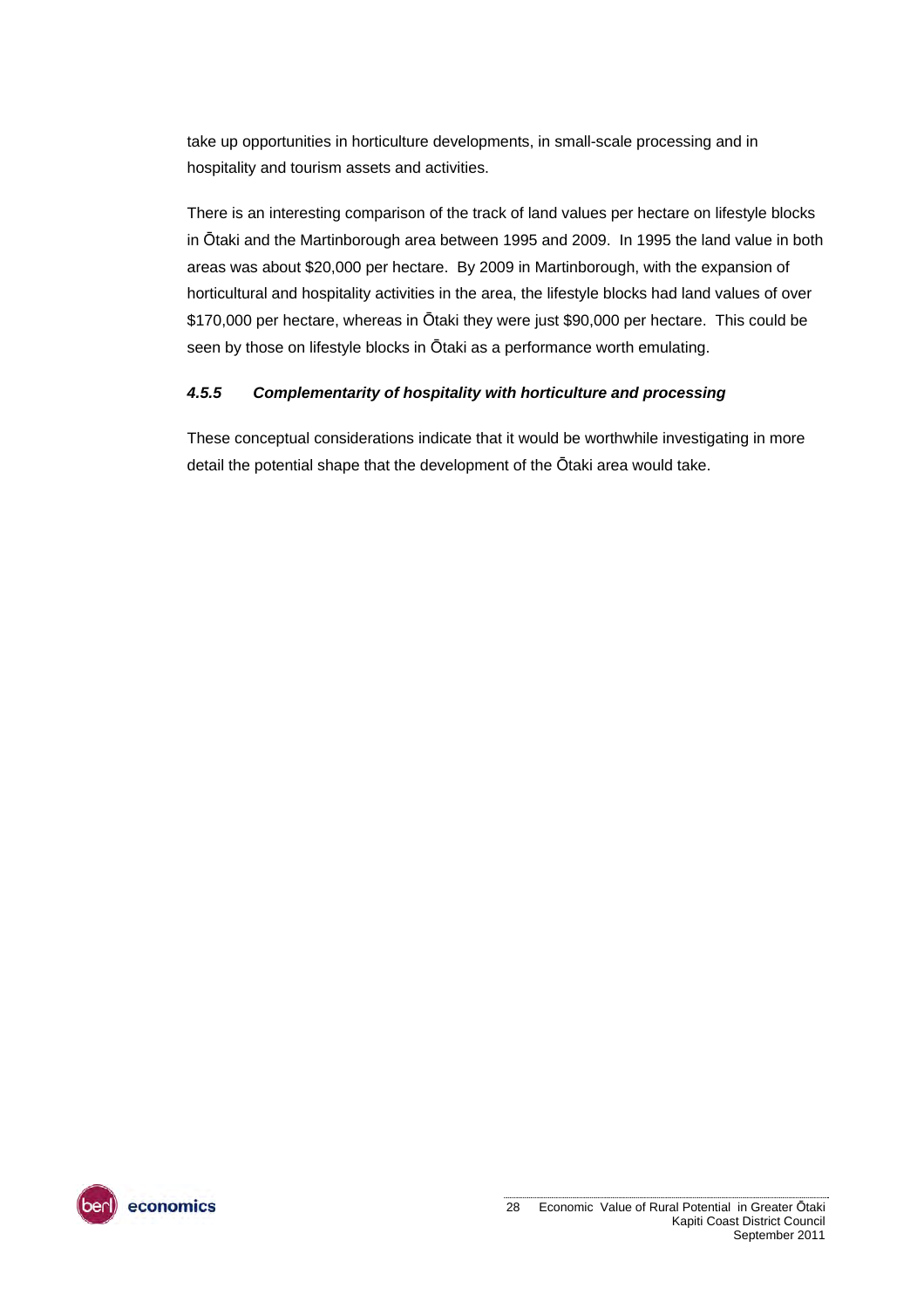take up opportunities in horticulture developments, in small-scale processing and in hospitality and tourism assets and activities.

There is an interesting comparison of the track of land values per hectare on lifestyle blocks in Ōtaki and the Martinborough area between 1995 and 2009. In 1995 the land value in both areas was about $20,000 per hectare. By 2009 in Martinborough, with the expansion of horticultural and hospitality activities in the area, the lifestyle blocks had land values of over $170,000 per hectare, whereas in Ōtaki they were just $90,000 per hectare. This could be seen by those on lifestyle blocks in Ōtaki as a performance worth emulating.

#### *4.5.5 Complementarity of hospitality with horticulture and processing*

These conceptual considerations indicate that it would be worthwhile investigating in more detail the potential shape that the development of the Ōtaki area would take.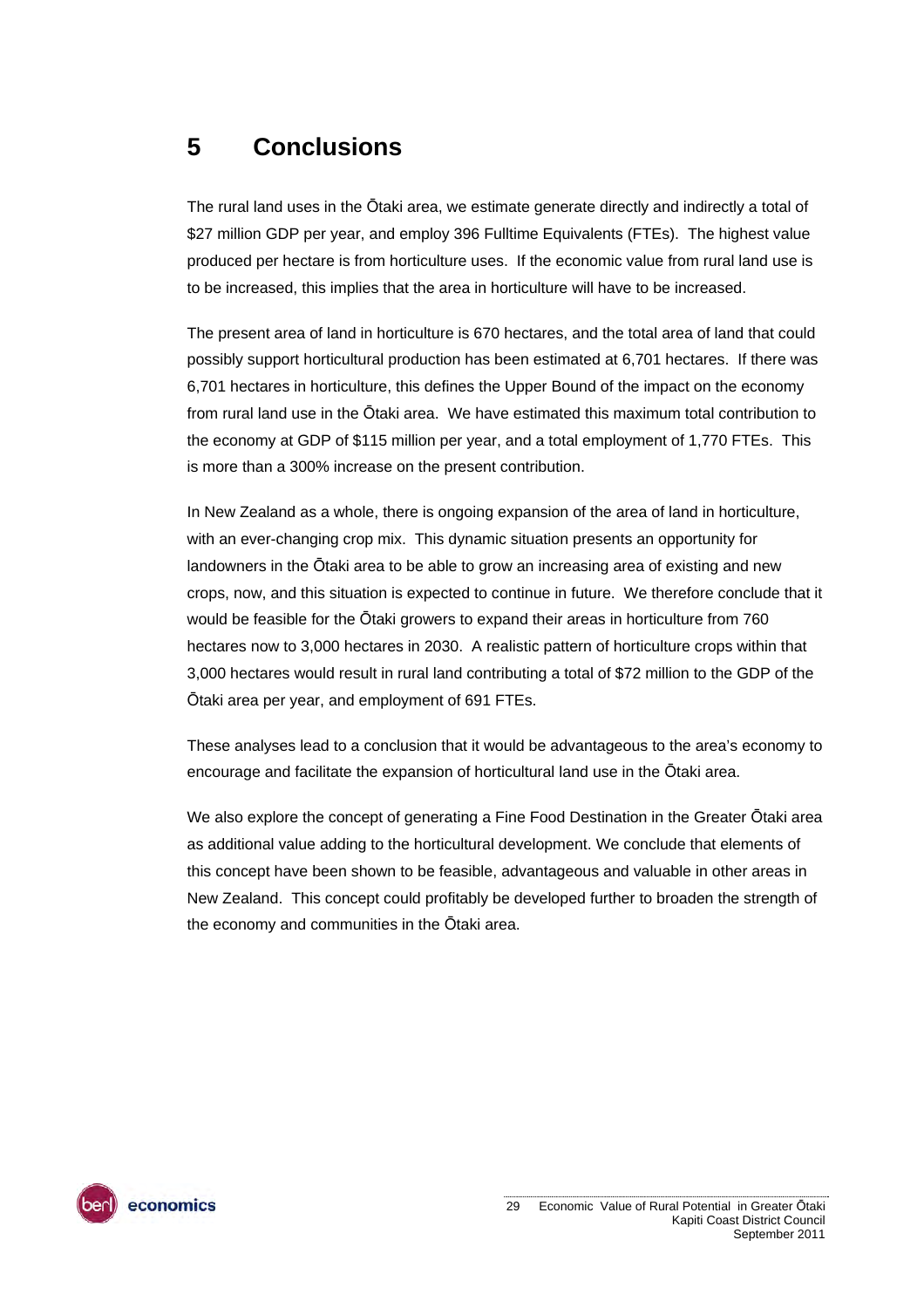# 5 Conclusions

The rural land uses in the Ōtaki area, we estimate generate directly and indirectly a total of $27 million GDP per year, and employ 396 Fulltime Equivalents (FTEs). The highest value produced per hectare is from horticulture uses. If the economic value from rural land use is to be increased, this implies that the area in horticulture will have to be increased.

The present area of land in horticulture is 670 hectares, and the total area of land that could possibly support horticultural production has been estimated at 6,701 hectares. If there was 6,701 hectares in horticulture, this defines the Upper Bound of the impact on the economy from rural land use in the Ōtaki area. We have estimated this maximum total contribution to the economy at GDP of $115 million per year, and a total employment of 1,770 FTEs. This is more than a 300% increase on the present contribution.

In New Zealand as a whole, there is ongoing expansion of the area of land in horticulture, with an ever-changing crop mix. This dynamic situation presents an opportunity for landowners in the Ōtaki area to be able to grow an increasing area of existing and new crops, now, and this situation is expected to continue in future. We therefore conclude that it would be feasible for the Ōtaki growers to expand their areas in horticulture from 760 hectares now to 3,000 hectares in 2030. A realistic pattern of horticulture crops within that 3,000 hectares would result in rural land contributing a total of $72 million to the GDP of the Ōtaki area per year, and employment of 691 FTEs.

These analyses lead to a conclusion that it would be advantageous to the area's economy to encourage and facilitate the expansion of horticultural land use in the Ōtaki area.

We also explore the concept of generating a Fine Food Destination in the Greater Ōtaki area as additional value adding to the horticultural development. We conclude that elements of this concept have been shown to be feasible, advantageous and valuable in other areas in New Zealand. This concept could profitably be developed further to broaden the strength of the economy and communities in the Ōtaki area.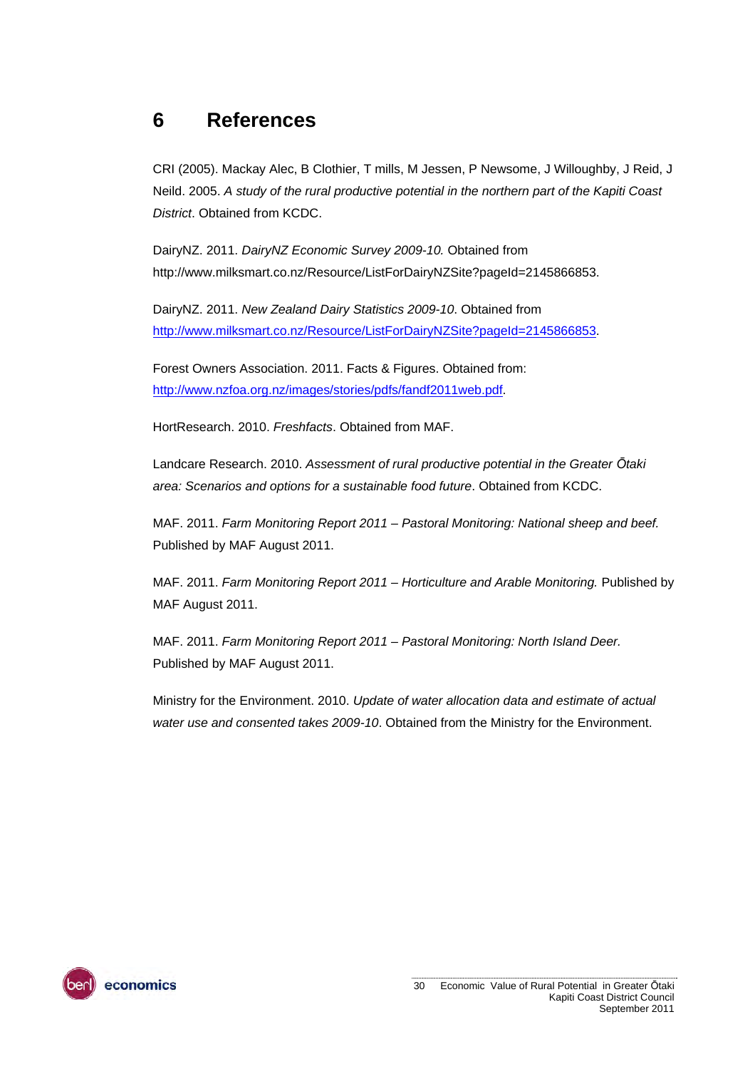# 6 References

CRI (2005). Mackay Alec, B Clothier, T mills, M Jessen, P Newsome, J Willoughby, J Reid, J Neild. 2005. *A study of the rural productive potential in the northern part of the Kapiti Coast District*. Obtained from KCDC.

DairyNZ. 2011. *DairyNZ Economic Survey 2009-10.* Obtained from http://www.milksmart.co.nz/Resource/ListForDairyNZSite?pageId=2145866853.

DairyNZ. 2011. *New Zealand Dairy Statistics 2009-10*. Obtained from http://www.milksmart.co.nz/Resource/ListForDairyNZSite?pageId=2145866853.

Forest Owners Association. 2011. Facts & Figures. Obtained from: http://www.nzfoa.org.nz/images/stories/pdfs/fandf2011web.pdf.

HortResearch. 2010. *Freshfacts*. Obtained from MAF.

Landcare Research. 2010. *Assessment of rural productive potential in the Greater Ōtaki area: Scenarios and options for a sustainable food future*. Obtained from KCDC.

MAF. 2011. *Farm Monitoring Report 2011 – Pastoral Monitoring: National sheep and beef.* Published by MAF August 2011.

MAF. 2011. *Farm Monitoring Report 2011 – Horticulture and Arable Monitoring.* Published by MAF August 2011.

MAF. 2011. *Farm Monitoring Report 2011 – Pastoral Monitoring: North Island Deer.* Published by MAF August 2011.

Ministry for the Environment. 2010. *Update of water allocation data and estimate of actual water use and consented takes 2009-10*. Obtained from the Ministry for the Environment.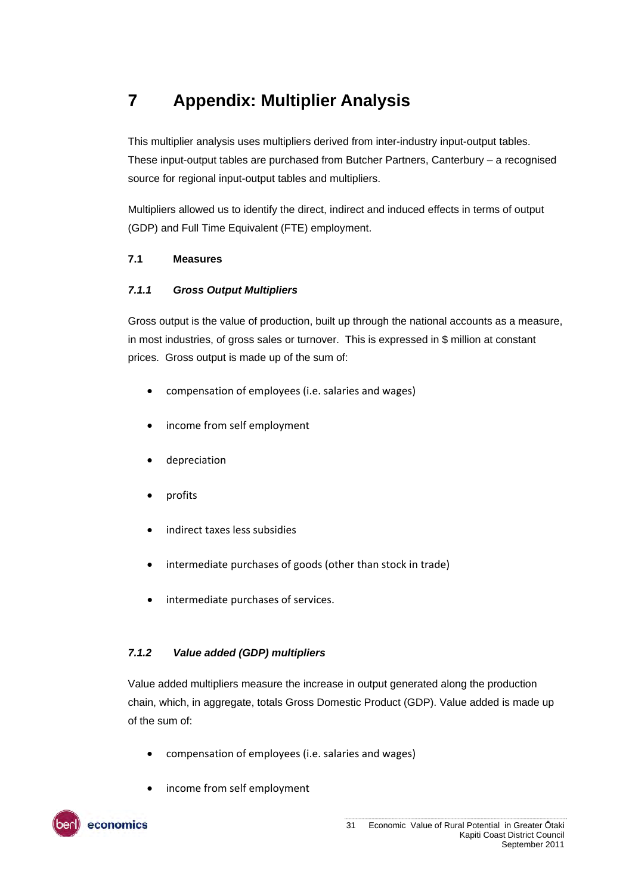# 7 Appendix: Multiplier Analysis

This multiplier analysis uses multipliers derived from inter-industry input-output tables. These input-output tables are purchased from Butcher Partners, Canterbury – a recognised source for regional input-output tables and multipliers.

Multipliers allowed us to identify the direct, indirect and induced effects in terms of output (GDP) and Full Time Equivalent (FTE) employment.

## 7.1 Measures

### *7.1.1 Gross Output Multipliers*

Gross output is the value of production, built up through the national accounts as a measure, in most industries, of gross sales or turnover. This is expressed in $ million at constant prices. Gross output is made up of the sum of:

- compensation of employees (i.e. salaries and wages)
- income from self employment
- depreciation
- profits
- indirect taxes less subsidies
- intermediate purchases of goods (other than stock in trade)
- intermediate purchases of services.

### *7.1.2 Value added (GDP) multipliers*

Value added multipliers measure the increase in output generated along the production chain, which, in aggregate, totals Gross Domestic Product (GDP). Value added is made up of the sum of:

- compensation of employees (i.e. salaries and wages)
- income from self employment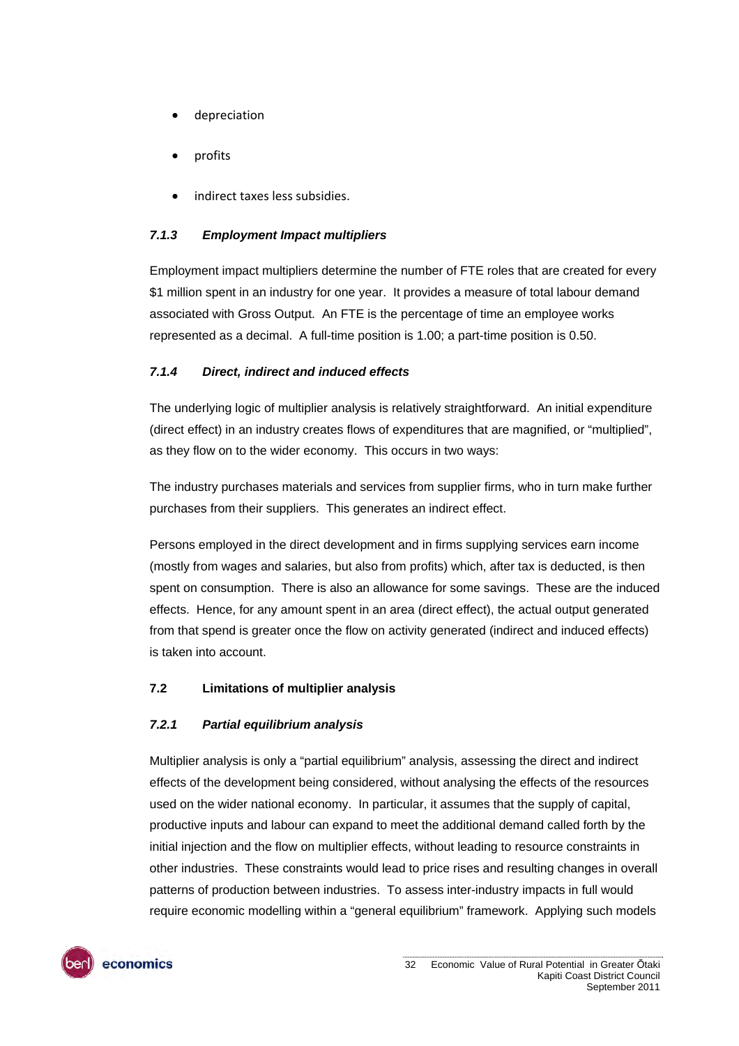- depreciation
- profits
- indirect taxes less subsidies.

#### *7.1.3 Employment Impact multipliers*

Employment impact multipliers determine the number of FTE roles that are created for every $1 million spent in an industry for one year. It provides a measure of total labour demand associated with Gross Output. An FTE is the percentage of time an employee works represented as a decimal. A full-time position is 1.00; a part-time position is 0.50.

#### *7.1.4 Direct, indirect and induced effects*

The underlying logic of multiplier analysis is relatively straightforward. An initial expenditure (direct effect) in an industry creates flows of expenditures that are magnified, or "multiplied", as they flow on to the wider economy. This occurs in two ways:

The industry purchases materials and services from supplier firms, who in turn make further purchases from their suppliers. This generates an indirect effect.

Persons employed in the direct development and in firms supplying services earn income (mostly from wages and salaries, but also from profits) which, after tax is deducted, is then spent on consumption. There is also an allowance for some savings. These are the induced effects. Hence, for any amount spent in an area (direct effect), the actual output generated from that spend is greater once the flow on activity generated (indirect and induced effects) is taken into account.

### 7.2 Limitations of multiplier analysis

#### *7.2.1 Partial equilibrium analysis*

Multiplier analysis is only a "partial equilibrium" analysis, assessing the direct and indirect effects of the development being considered, without analysing the effects of the resources used on the wider national economy. In particular, it assumes that the supply of capital, productive inputs and labour can expand to meet the additional demand called forth by the initial injection and the flow on multiplier effects, without leading to resource constraints in other industries. These constraints would lead to price rises and resulting changes in overall patterns of production between industries. To assess inter-industry impacts in full would require economic modelling within a "general equilibrium" framework. Applying such models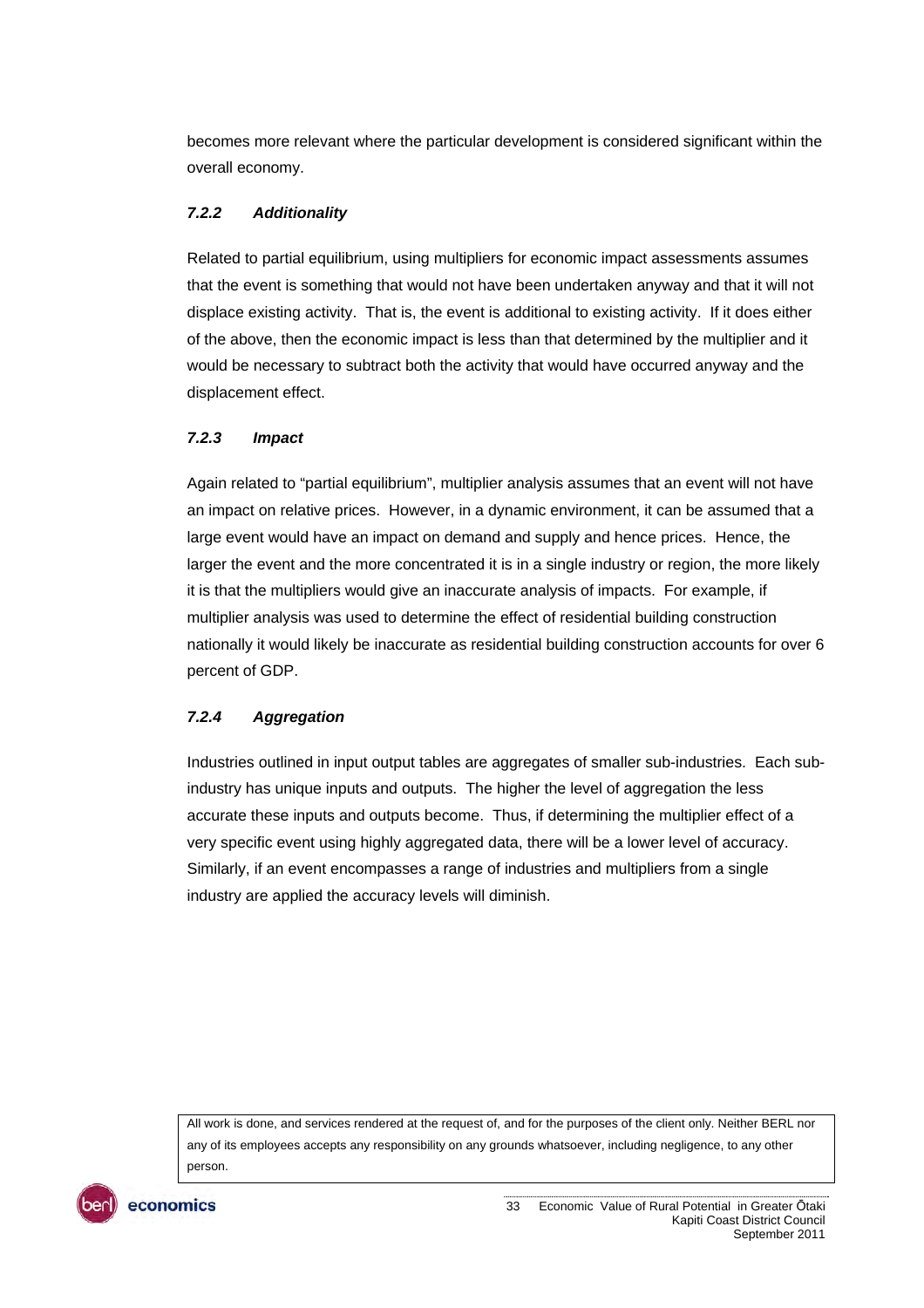becomes more relevant where the particular development is considered significant within the overall economy.

### *7.2.2 Additionality*

Related to partial equilibrium, using multipliers for economic impact assessments assumes that the event is something that would not have been undertaken anyway and that it will not displace existing activity. That is, the event is additional to existing activity. If it does either of the above, then the economic impact is less than that determined by the multiplier and it would be necessary to subtract both the activity that would have occurred anyway and the displacement effect.

### *7.2.3 Impact*

Again related to "partial equilibrium", multiplier analysis assumes that an event will not have an impact on relative prices. However, in a dynamic environment, it can be assumed that a large event would have an impact on demand and supply and hence prices. Hence, the larger the event and the more concentrated it is in a single industry or region, the more likely it is that the multipliers would give an inaccurate analysis of impacts. For example, if multiplier analysis was used to determine the effect of residential building construction nationally it would likely be inaccurate as residential building construction accounts for over 6 percent of GDP.

### *7.2.4 Aggregation*

Industries outlined in input output tables are aggregates of smaller sub-industries. Each sub-industry has unique inputs and outputs. The higher the level of aggregation the less accurate these inputs and outputs become. Thus, if determining the multiplier effect of a very specific event using highly aggregated data, there will be a lower level of accuracy. Similarly, if an event encompasses a range of industries and multipliers from a single industry are applied the accuracy levels will diminish.

All work is done, and services rendered at the request of, and for the purposes of the client only. Neither BERL nor any of its employees accepts any responsibility on any grounds whatsoever, including negligence, to any other person.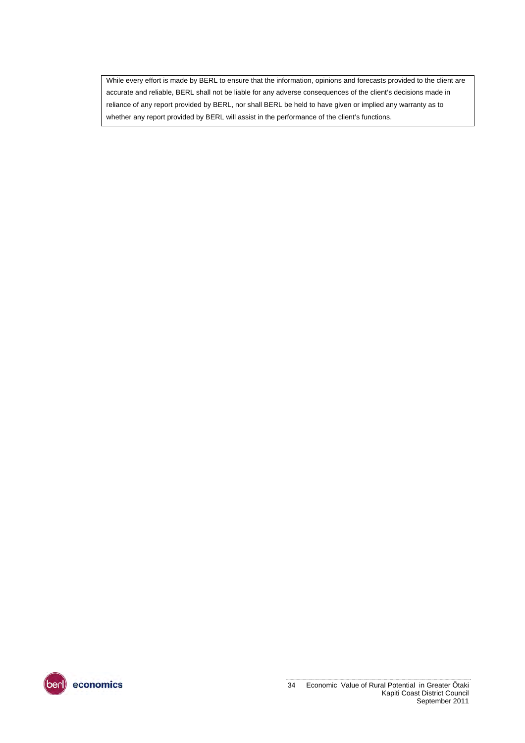While every effort is made by BERL to ensure that the information, opinions and forecasts provided to the client are accurate and reliable, BERL shall not be liable for any adverse consequences of the client's decisions made in reliance of any report provided by BERL, nor shall BERL be held to have given or implied any warranty as to whether any report provided by BERL will assist in the performance of the client's functions.